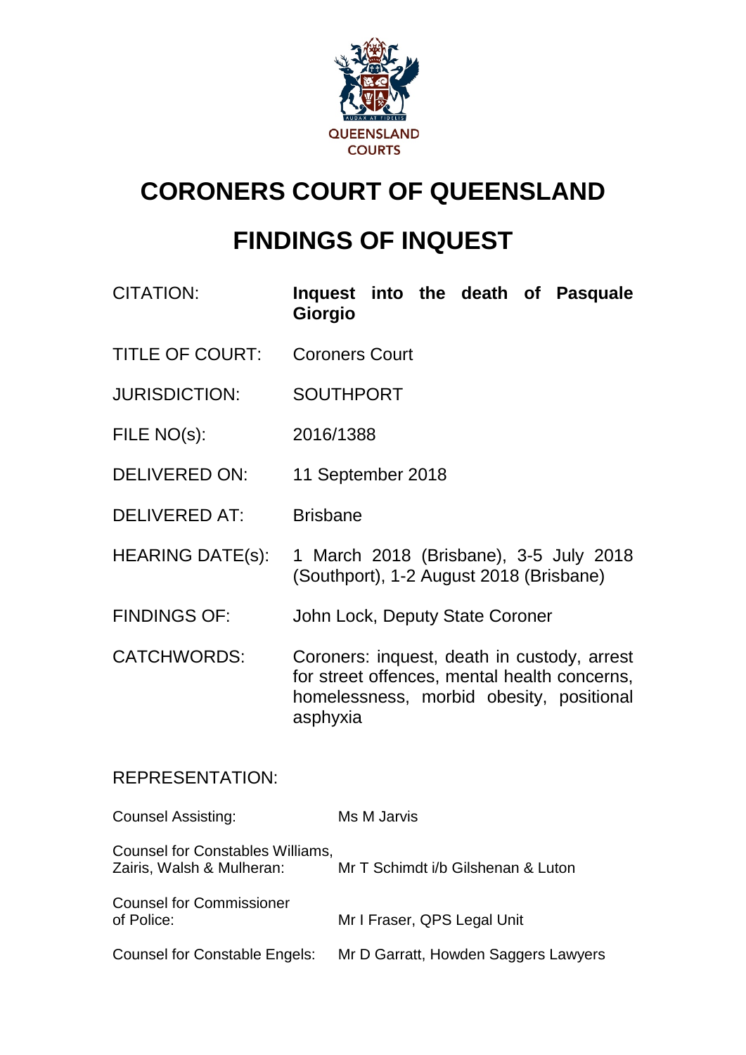QUEENSLAND COURTS

# CORONERS COURT OF QUEENSLAND

# FINDINGS OF INQUEST

| | |
|---|---|
| CITATION: | **Inquest into the death of Pasquale Giorgio** |
| TITLE OF COURT: | Coroners Court |
| JURISDICTION: | SOUTHPORT |
| FILE NO(s): | 2016/1388 |
| DELIVERED ON: | 11 September 2018 |
| DELIVERED AT: | Brisbane |
| HEARING DATE(s): | 1 March 2018 (Brisbane), 3-5 July 2018 (Southport), 1-2 August 2018 (Brisbane) |
| FINDINGS OF: | John Lock, Deputy State Coroner |
| CATCHWORDS: | Coroners: inquest, death in custody, arrest for street offences, mental health concerns, homelessness, morbid obesity, positional asphyxia |

REPRESENTATION:

| | |
|---|---|
| Counsel Assisting: | Ms M Jarvis |
| Counsel for Constables Williams, Zairis, Walsh & Mulheran: | Mr T Schimdt i/b Gilshenan & Luton |
| Counsel for Commissioner of Police: | Mr I Fraser, QPS Legal Unit |
| Counsel for Constable Engels: | Mr D Garratt, Howden Saggers Lawyers |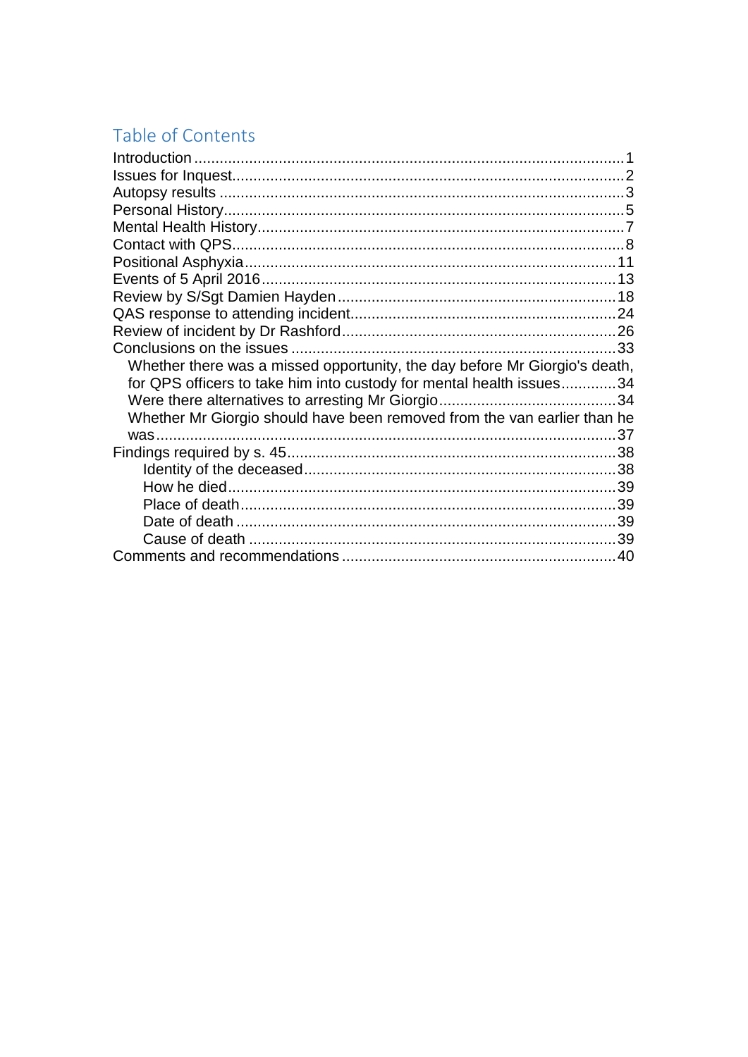# Table of Contents

- Introduction .......................................................................................................1
- Issues for Inquest..................................................................................................2
- Autopsy results .....................................................................................................3
- Personal History....................................................................................................5
- Mental Health History............................................................................................7
- Contact with QPS...................................................................................................8
- Positional Asphyxia...............................................................................................11
- Events of 5 April 2016...........................................................................................13
- Review by S/Sgt Damien Hayden..........................................................................18
- QAS response to attending incident......................................................................24
- Review of incident by Dr Rashford.........................................................................26
- Conclusions on the issues ....................................................................................33
  - Whether there was a missed opportunity, the day before Mr Giorgio's death, for QPS officers to take him into custody for mental health issues.............34
  - Were there alternatives to arresting Mr Giorgio..........................................34
  - Whether Mr Giorgio should have been removed from the van earlier than he was..........................................................................................................37
- Findings required by s. 45.....................................................................................38
  - Identity of the deceased.........................................................................38
  - How he died...........................................................................................39
  - Place of death........................................................................................39
  - Date of death ........................................................................................39
  - Cause of death ......................................................................................39
- Comments and recommendations ........................................................................40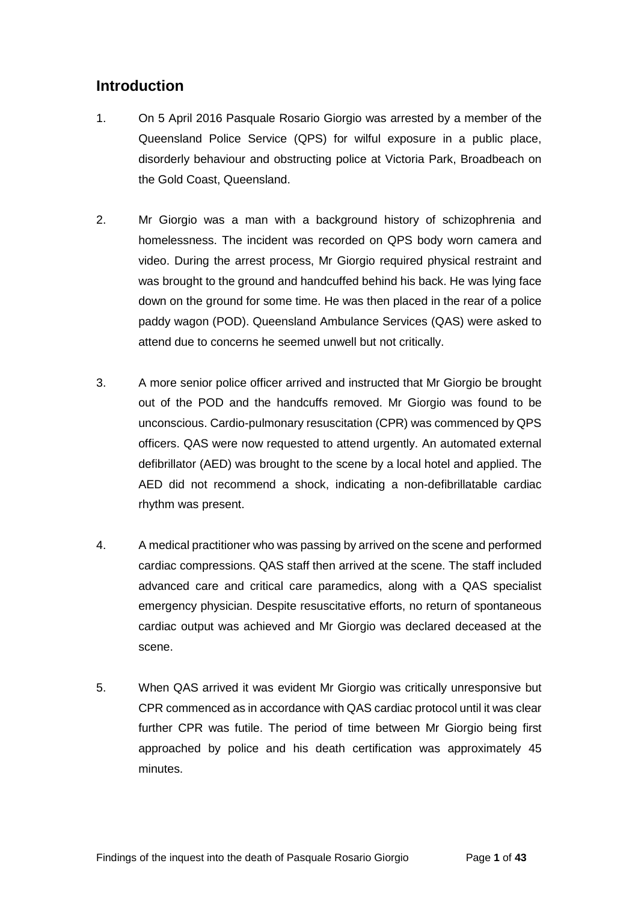## Introduction

1. On 5 April 2016 Pasquale Rosario Giorgio was arrested by a member of the Queensland Police Service (QPS) for wilful exposure in a public place, disorderly behaviour and obstructing police at Victoria Park, Broadbeach on the Gold Coast, Queensland.

2. Mr Giorgio was a man with a background history of schizophrenia and homelessness. The incident was recorded on QPS body worn camera and video. During the arrest process, Mr Giorgio required physical restraint and was brought to the ground and handcuffed behind his back. He was lying face down on the ground for some time. He was then placed in the rear of a police paddy wagon (POD). Queensland Ambulance Services (QAS) were asked to attend due to concerns he seemed unwell but not critically.

3. A more senior police officer arrived and instructed that Mr Giorgio be brought out of the POD and the handcuffs removed. Mr Giorgio was found to be unconscious. Cardio-pulmonary resuscitation (CPR) was commenced by QPS officers. QAS were now requested to attend urgently. An automated external defibrillator (AED) was brought to the scene by a local hotel and applied. The AED did not recommend a shock, indicating a non-defibrillatable cardiac rhythm was present.

4. A medical practitioner who was passing by arrived on the scene and performed cardiac compressions. QAS staff then arrived at the scene. The staff included advanced care and critical care paramedics, along with a QAS specialist emergency physician. Despite resuscitative efforts, no return of spontaneous cardiac output was achieved and Mr Giorgio was declared deceased at the scene.

5. When QAS arrived it was evident Mr Giorgio was critically unresponsive but CPR commenced as in accordance with QAS cardiac protocol until it was clear further CPR was futile. The period of time between Mr Giorgio being first approached by police and his death certification was approximately 45 minutes.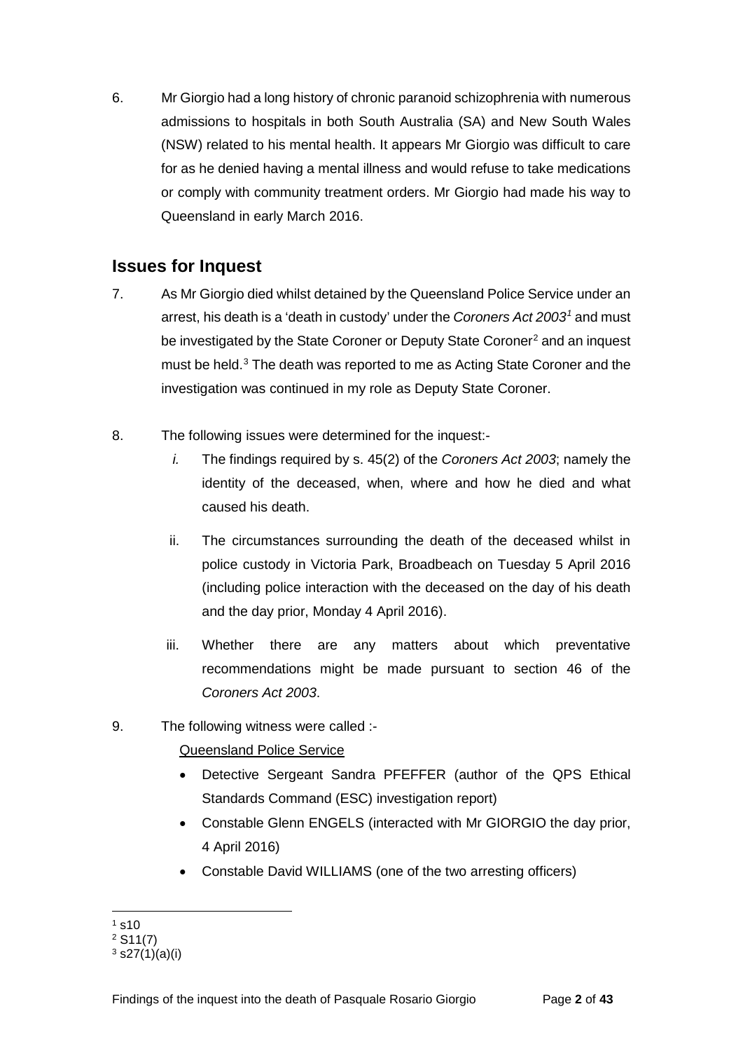6. Mr Giorgio had a long history of chronic paranoid schizophrenia with numerous admissions to hospitals in both South Australia (SA) and New South Wales (NSW) related to his mental health. It appears Mr Giorgio was difficult to care for as he denied having a mental illness and would refuse to take medications or comply with community treatment orders. Mr Giorgio had made his way to Queensland in early March 2016.

## Issues for Inquest

7. As Mr Giorgio died whilst detained by the Queensland Police Service under an arrest, his death is a 'death in custody' under the *Coroners Act 2003*[1] and must be investigated by the State Coroner or Deputy State Coroner[2] and an inquest must be held.[3] The death was reported to me as Acting State Coroner and the investigation was continued in my role as Deputy State Coroner.

8. The following issues were determined for the inquest:-

   i. The findings required by s. 45(2) of the *Coroners Act 2003*; namely the identity of the deceased, when, where and how he died and what caused his death.

   ii. The circumstances surrounding the death of the deceased whilst in police custody in Victoria Park, Broadbeach on Tuesday 5 April 2016 (including police interaction with the deceased on the day of his death and the day prior, Monday 4 April 2016).

   iii. Whether there are any matters about which preventative recommendations might be made pursuant to section 46 of the *Coroners Act 2003*.

9. The following witness were called :-

   <u>Queensland Police Service</u>

   - Detective Sergeant Sandra PFEFFER (author of the QPS Ethical Standards Command (ESC) investigation report)
   - Constable Glenn ENGELS (interacted with Mr GIORGIO the day prior, 4 April 2016)
   - Constable David WILLIAMS (one of the two arresting officers)

---

[1] s10
[2] S11(7)
[3] s27(1)(a)(i)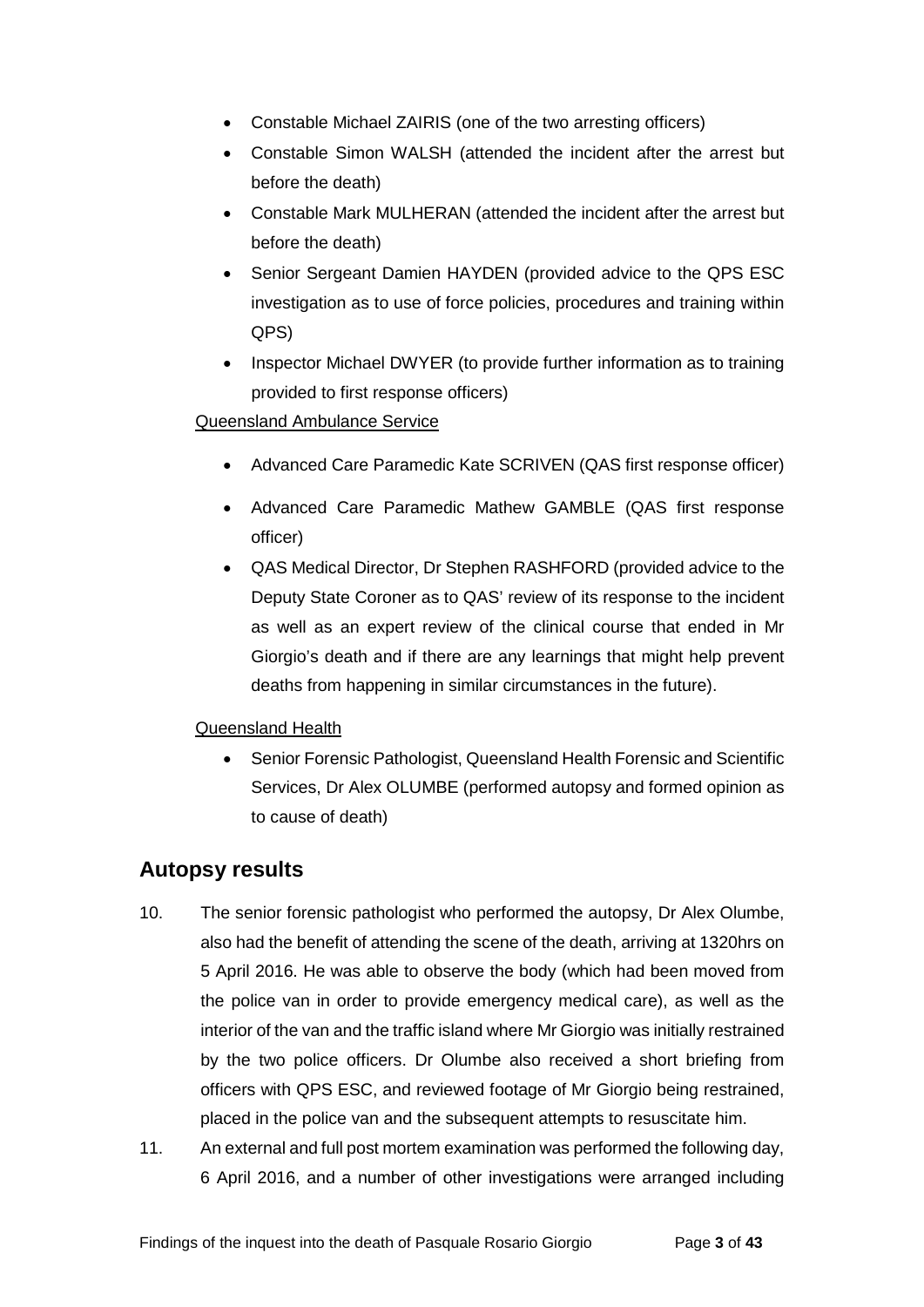- Constable Michael ZAIRIS (one of the two arresting officers)
- Constable Simon WALSH (attended the incident after the arrest but before the death)
- Constable Mark MULHERAN (attended the incident after the arrest but before the death)
- Senior Sergeant Damien HAYDEN (provided advice to the QPS ESC investigation as to use of force policies, procedures and training within QPS)
- Inspector Michael DWYER (to provide further information as to training provided to first response officers)

Queensland Ambulance Service

- Advanced Care Paramedic Kate SCRIVEN (QAS first response officer)
- Advanced Care Paramedic Mathew GAMBLE (QAS first response officer)
- QAS Medical Director, Dr Stephen RASHFORD (provided advice to the Deputy State Coroner as to QAS' review of its response to the incident as well as an expert review of the clinical course that ended in Mr Giorgio's death and if there are any learnings that might help prevent deaths from happening in similar circumstances in the future).

Queensland Health

- Senior Forensic Pathologist, Queensland Health Forensic and Scientific Services, Dr Alex OLUMBE (performed autopsy and formed opinion as to cause of death)

## Autopsy results

10. The senior forensic pathologist who performed the autopsy, Dr Alex Olumbe, also had the benefit of attending the scene of the death, arriving at 1320hrs on 5 April 2016. He was able to observe the body (which had been moved from the police van in order to provide emergency medical care), as well as the interior of the van and the traffic island where Mr Giorgio was initially restrained by the two police officers. Dr Olumbe also received a short briefing from officers with QPS ESC, and reviewed footage of Mr Giorgio being restrained, placed in the police van and the subsequent attempts to resuscitate him.

11. An external and full post mortem examination was performed the following day, 6 April 2016, and a number of other investigations were arranged including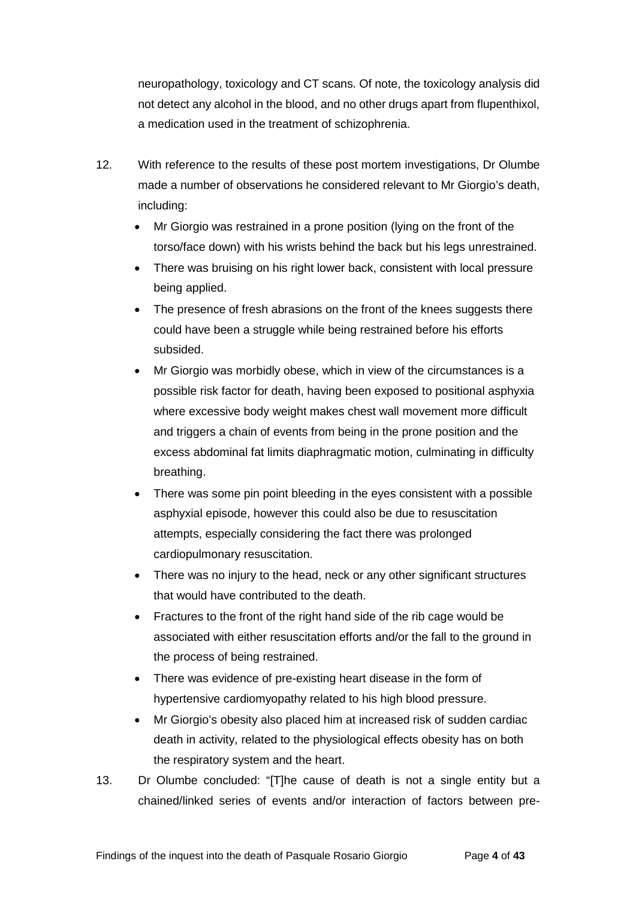neuropathology, toxicology and CT scans. Of note, the toxicology analysis did not detect any alcohol in the blood, and no other drugs apart from flupenthixol, a medication used in the treatment of schizophrenia.

12. With reference to the results of these post mortem investigations, Dr Olumbe made a number of observations he considered relevant to Mr Giorgio's death, including:

    - Mr Giorgio was restrained in a prone position (lying on the front of the torso/face down) with his wrists behind the back but his legs unrestrained.
    - There was bruising on his right lower back, consistent with local pressure being applied.
    - The presence of fresh abrasions on the front of the knees suggests there could have been a struggle while being restrained before his efforts subsided.
    - Mr Giorgio was morbidly obese, which in view of the circumstances is a possible risk factor for death, having been exposed to positional asphyxia where excessive body weight makes chest wall movement more difficult and triggers a chain of events from being in the prone position and the excess abdominal fat limits diaphragmatic motion, culminating in difficulty breathing.
    - There was some pin point bleeding in the eyes consistent with a possible asphyxial episode, however this could also be due to resuscitation attempts, especially considering the fact there was prolonged cardiopulmonary resuscitation.
    - There was no injury to the head, neck or any other significant structures that would have contributed to the death.
    - Fractures to the front of the right hand side of the rib cage would be associated with either resuscitation efforts and/or the fall to the ground in the process of being restrained.
    - There was evidence of pre-existing heart disease in the form of hypertensive cardiomyopathy related to his high blood pressure.
    - Mr Giorgio's obesity also placed him at increased risk of sudden cardiac death in activity, related to the physiological effects obesity has on both the respiratory system and the heart.

13. Dr Olumbe concluded: "[T]he cause of death is not a single entity but a chained/linked series of events and/or interaction of factors between pre-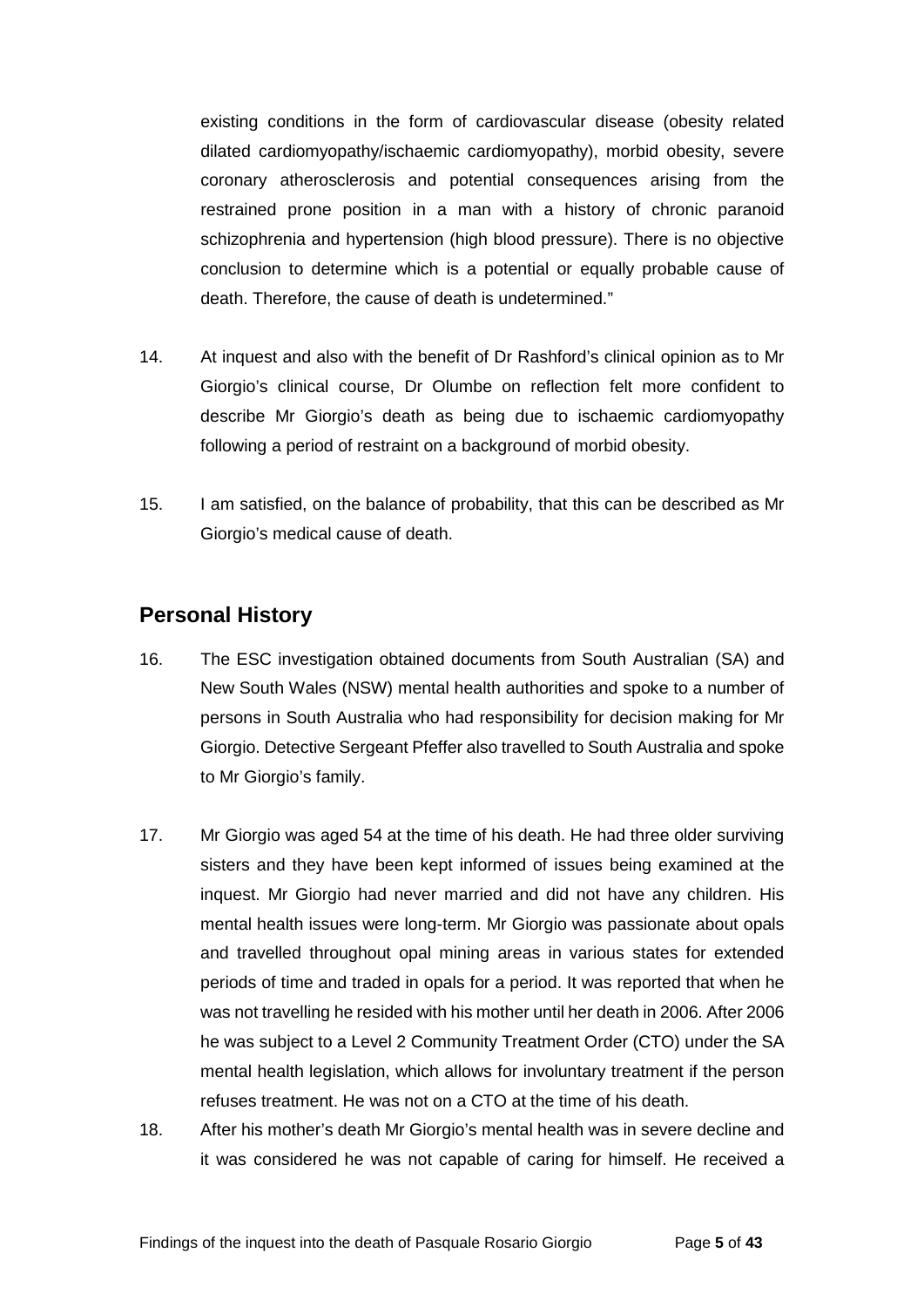existing conditions in the form of cardiovascular disease (obesity related dilated cardiomyopathy/ischaemic cardiomyopathy), morbid obesity, severe coronary atherosclerosis and potential consequences arising from the restrained prone position in a man with a history of chronic paranoid schizophrenia and hypertension (high blood pressure). There is no objective conclusion to determine which is a potential or equally probable cause of death. Therefore, the cause of death is undetermined."

14. At inquest and also with the benefit of Dr Rashford's clinical opinion as to Mr Giorgio's clinical course, Dr Olumbe on reflection felt more confident to describe Mr Giorgio's death as being due to ischaemic cardiomyopathy following a period of restraint on a background of morbid obesity.

15. I am satisfied, on the balance of probability, that this can be described as Mr Giorgio's medical cause of death.

## Personal History

16. The ESC investigation obtained documents from South Australian (SA) and New South Wales (NSW) mental health authorities and spoke to a number of persons in South Australia who had responsibility for decision making for Mr Giorgio. Detective Sergeant Pfeffer also travelled to South Australia and spoke to Mr Giorgio's family.

17. Mr Giorgio was aged 54 at the time of his death. He had three older surviving sisters and they have been kept informed of issues being examined at the inquest. Mr Giorgio had never married and did not have any children. His mental health issues were long-term. Mr Giorgio was passionate about opals and travelled throughout opal mining areas in various states for extended periods of time and traded in opals for a period. It was reported that when he was not travelling he resided with his mother until her death in 2006. After 2006 he was subject to a Level 2 Community Treatment Order (CTO) under the SA mental health legislation, which allows for involuntary treatment if the person refuses treatment. He was not on a CTO at the time of his death.

18. After his mother's death Mr Giorgio's mental health was in severe decline and it was considered he was not capable of caring for himself. He received a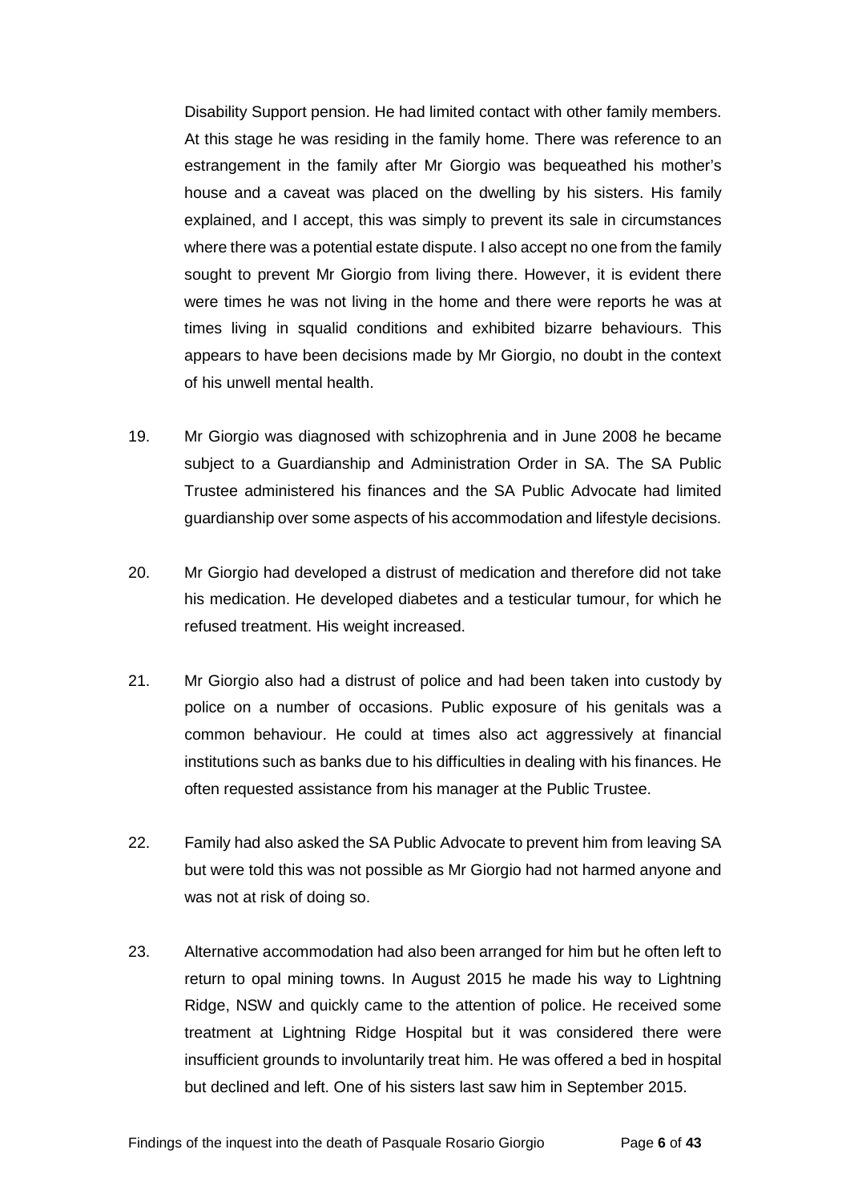Disability Support pension. He had limited contact with other family members. At this stage he was residing in the family home. There was reference to an estrangement in the family after Mr Giorgio was bequeathed his mother's house and a caveat was placed on the dwelling by his sisters. His family explained, and I accept, this was simply to prevent its sale in circumstances where there was a potential estate dispute. I also accept no one from the family sought to prevent Mr Giorgio from living there. However, it is evident there were times he was not living in the home and there were reports he was at times living in squalid conditions and exhibited bizarre behaviours. This appears to have been decisions made by Mr Giorgio, no doubt in the context of his unwell mental health.

19. Mr Giorgio was diagnosed with schizophrenia and in June 2008 he became subject to a Guardianship and Administration Order in SA. The SA Public Trustee administered his finances and the SA Public Advocate had limited guardianship over some aspects of his accommodation and lifestyle decisions.

20. Mr Giorgio had developed a distrust of medication and therefore did not take his medication. He developed diabetes and a testicular tumour, for which he refused treatment. His weight increased.

21. Mr Giorgio also had a distrust of police and had been taken into custody by police on a number of occasions. Public exposure of his genitals was a common behaviour. He could at times also act aggressively at financial institutions such as banks due to his difficulties in dealing with his finances. He often requested assistance from his manager at the Public Trustee.

22. Family had also asked the SA Public Advocate to prevent him from leaving SA but were told this was not possible as Mr Giorgio had not harmed anyone and was not at risk of doing so.

23. Alternative accommodation had also been arranged for him but he often left to return to opal mining towns. In August 2015 he made his way to Lightning Ridge, NSW and quickly came to the attention of police. He received some treatment at Lightning Ridge Hospital but it was considered there were insufficient grounds to involuntarily treat him. He was offered a bed in hospital but declined and left. One of his sisters last saw him in September 2015.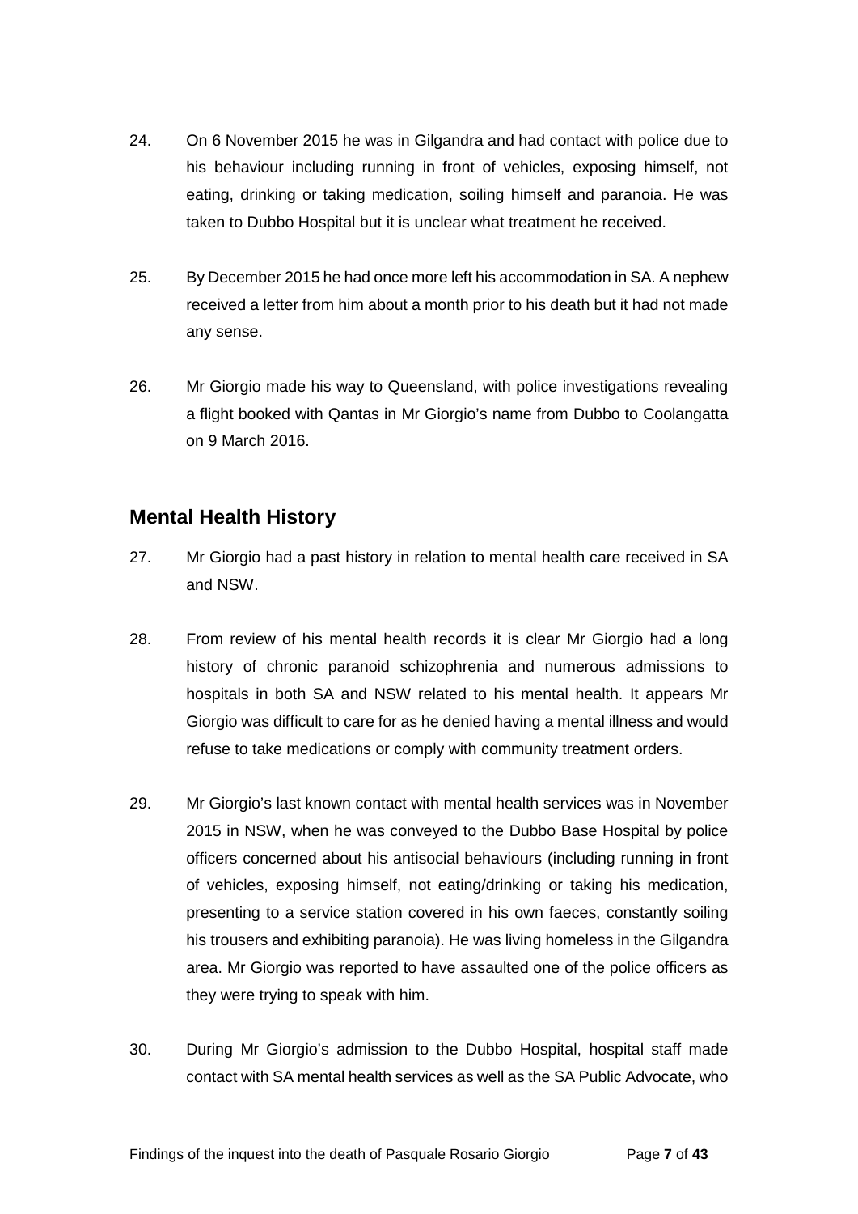24. On 6 November 2015 he was in Gilgandra and had contact with police due to his behaviour including running in front of vehicles, exposing himself, not eating, drinking or taking medication, soiling himself and paranoia. He was taken to Dubbo Hospital but it is unclear what treatment he received.

25. By December 2015 he had once more left his accommodation in SA. A nephew received a letter from him about a month prior to his death but it had not made any sense.

26. Mr Giorgio made his way to Queensland, with police investigations revealing a flight booked with Qantas in Mr Giorgio's name from Dubbo to Coolangatta on 9 March 2016.

## Mental Health History

27. Mr Giorgio had a past history in relation to mental health care received in SA and NSW.

28. From review of his mental health records it is clear Mr Giorgio had a long history of chronic paranoid schizophrenia and numerous admissions to hospitals in both SA and NSW related to his mental health. It appears Mr Giorgio was difficult to care for as he denied having a mental illness and would refuse to take medications or comply with community treatment orders.

29. Mr Giorgio's last known contact with mental health services was in November 2015 in NSW, when he was conveyed to the Dubbo Base Hospital by police officers concerned about his antisocial behaviours (including running in front of vehicles, exposing himself, not eating/drinking or taking his medication, presenting to a service station covered in his own faeces, constantly soiling his trousers and exhibiting paranoia). He was living homeless in the Gilgandra area. Mr Giorgio was reported to have assaulted one of the police officers as they were trying to speak with him.

30. During Mr Giorgio's admission to the Dubbo Hospital, hospital staff made contact with SA mental health services as well as the SA Public Advocate, who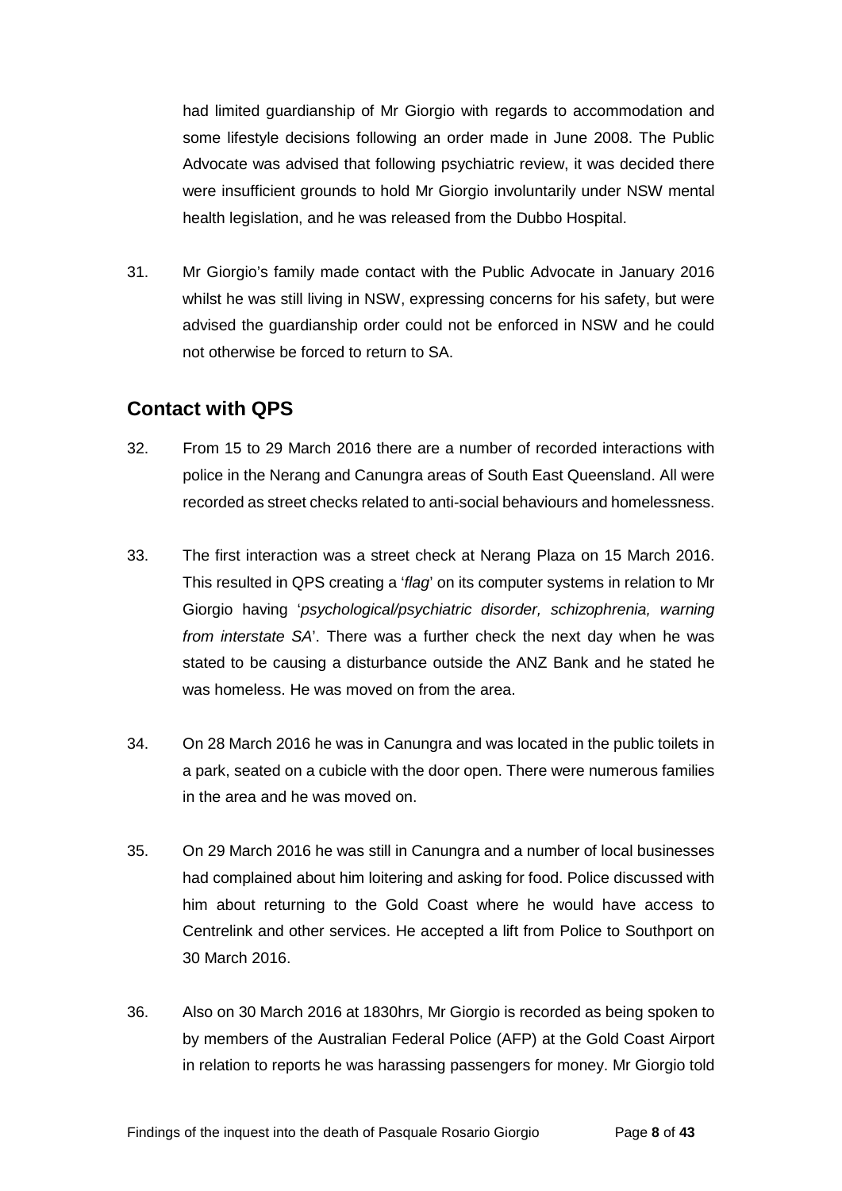had limited guardianship of Mr Giorgio with regards to accommodation and some lifestyle decisions following an order made in June 2008. The Public Advocate was advised that following psychiatric review, it was decided there were insufficient grounds to hold Mr Giorgio involuntarily under NSW mental health legislation, and he was released from the Dubbo Hospital.

31. Mr Giorgio's family made contact with the Public Advocate in January 2016 whilst he was still living in NSW, expressing concerns for his safety, but were advised the guardianship order could not be enforced in NSW and he could not otherwise be forced to return to SA.

## Contact with QPS

32. From 15 to 29 March 2016 there are a number of recorded interactions with police in the Nerang and Canungra areas of South East Queensland. All were recorded as street checks related to anti-social behaviours and homelessness.

33. The first interaction was a street check at Nerang Plaza on 15 March 2016. This resulted in QPS creating a '*flag*' on its computer systems in relation to Mr Giorgio having '*psychological/psychiatric disorder, schizophrenia, warning from interstate SA*'. There was a further check the next day when he was stated to be causing a disturbance outside the ANZ Bank and he stated he was homeless. He was moved on from the area.

34. On 28 March 2016 he was in Canungra and was located in the public toilets in a park, seated on a cubicle with the door open. There were numerous families in the area and he was moved on.

35. On 29 March 2016 he was still in Canungra and a number of local businesses had complained about him loitering and asking for food. Police discussed with him about returning to the Gold Coast where he would have access to Centrelink and other services. He accepted a lift from Police to Southport on 30 March 2016.

36. Also on 30 March 2016 at 1830hrs, Mr Giorgio is recorded as being spoken to by members of the Australian Federal Police (AFP) at the Gold Coast Airport in relation to reports he was harassing passengers for money. Mr Giorgio told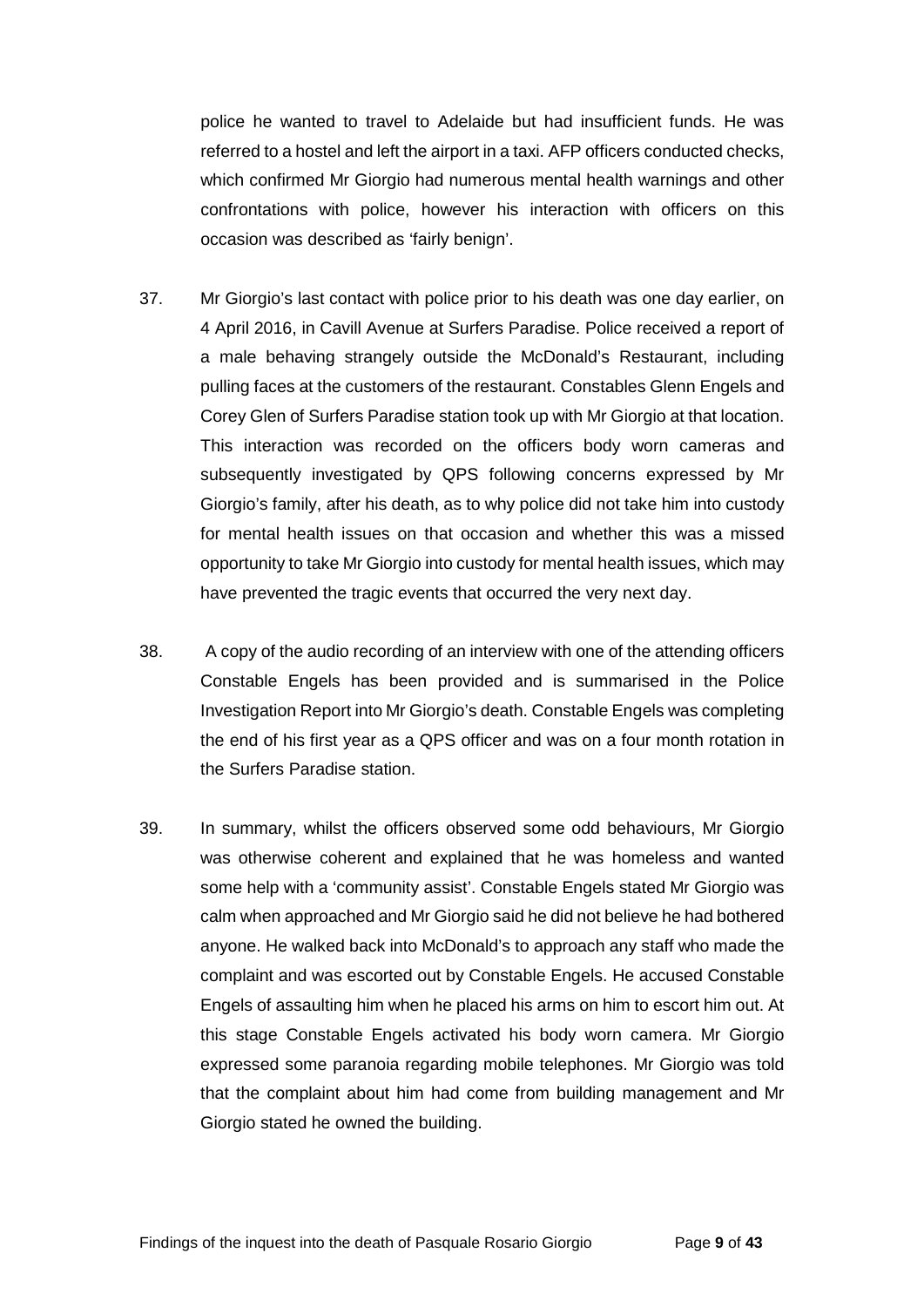police he wanted to travel to Adelaide but had insufficient funds. He was referred to a hostel and left the airport in a taxi. AFP officers conducted checks, which confirmed Mr Giorgio had numerous mental health warnings and other confrontations with police, however his interaction with officers on this occasion was described as 'fairly benign'.

37. Mr Giorgio's last contact with police prior to his death was one day earlier, on 4 April 2016, in Cavill Avenue at Surfers Paradise. Police received a report of a male behaving strangely outside the McDonald's Restaurant, including pulling faces at the customers of the restaurant. Constables Glenn Engels and Corey Glen of Surfers Paradise station took up with Mr Giorgio at that location. This interaction was recorded on the officers body worn cameras and subsequently investigated by QPS following concerns expressed by Mr Giorgio's family, after his death, as to why police did not take him into custody for mental health issues on that occasion and whether this was a missed opportunity to take Mr Giorgio into custody for mental health issues, which may have prevented the tragic events that occurred the very next day.

38. A copy of the audio recording of an interview with one of the attending officers Constable Engels has been provided and is summarised in the Police Investigation Report into Mr Giorgio's death. Constable Engels was completing the end of his first year as a QPS officer and was on a four month rotation in the Surfers Paradise station.

39. In summary, whilst the officers observed some odd behaviours, Mr Giorgio was otherwise coherent and explained that he was homeless and wanted some help with a 'community assist'. Constable Engels stated Mr Giorgio was calm when approached and Mr Giorgio said he did not believe he had bothered anyone. He walked back into McDonald's to approach any staff who made the complaint and was escorted out by Constable Engels. He accused Constable Engels of assaulting him when he placed his arms on him to escort him out. At this stage Constable Engels activated his body worn camera. Mr Giorgio expressed some paranoia regarding mobile telephones. Mr Giorgio was told that the complaint about him had come from building management and Mr Giorgio stated he owned the building.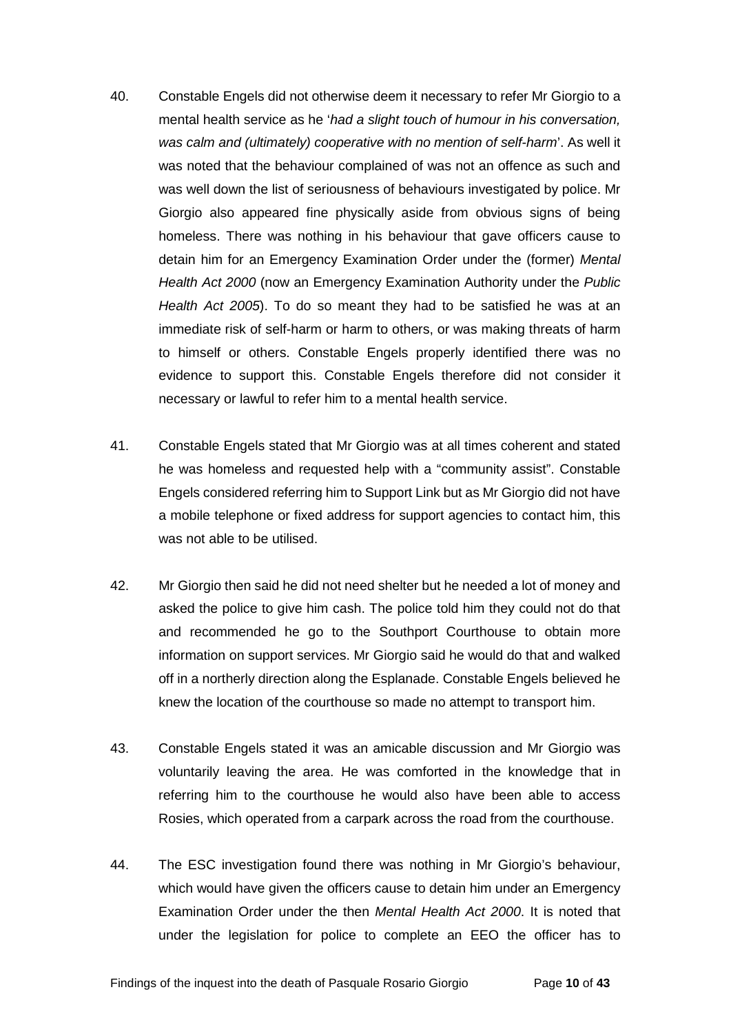40. Constable Engels did not otherwise deem it necessary to refer Mr Giorgio to a mental health service as he '*had a slight touch of humour in his conversation, was calm and (ultimately) cooperative with no mention of self-harm*'. As well it was noted that the behaviour complained of was not an offence as such and was well down the list of seriousness of behaviours investigated by police. Mr Giorgio also appeared fine physically aside from obvious signs of being homeless. There was nothing in his behaviour that gave officers cause to detain him for an Emergency Examination Order under the (former) *Mental Health Act 2000* (now an Emergency Examination Authority under the *Public Health Act 2005*). To do so meant they had to be satisfied he was at an immediate risk of self-harm or harm to others, or was making threats of harm to himself or others. Constable Engels properly identified there was no evidence to support this. Constable Engels therefore did not consider it necessary or lawful to refer him to a mental health service.

41. Constable Engels stated that Mr Giorgio was at all times coherent and stated he was homeless and requested help with a "community assist". Constable Engels considered referring him to Support Link but as Mr Giorgio did not have a mobile telephone or fixed address for support agencies to contact him, this was not able to be utilised.

42. Mr Giorgio then said he did not need shelter but he needed a lot of money and asked the police to give him cash. The police told him they could not do that and recommended he go to the Southport Courthouse to obtain more information on support services. Mr Giorgio said he would do that and walked off in a northerly direction along the Esplanade. Constable Engels believed he knew the location of the courthouse so made no attempt to transport him.

43. Constable Engels stated it was an amicable discussion and Mr Giorgio was voluntarily leaving the area. He was comforted in the knowledge that in referring him to the courthouse he would also have been able to access Rosies, which operated from a carpark across the road from the courthouse.

44. The ESC investigation found there was nothing in Mr Giorgio's behaviour, which would have given the officers cause to detain him under an Emergency Examination Order under the then *Mental Health Act 2000*. It is noted that under the legislation for police to complete an EEO the officer has to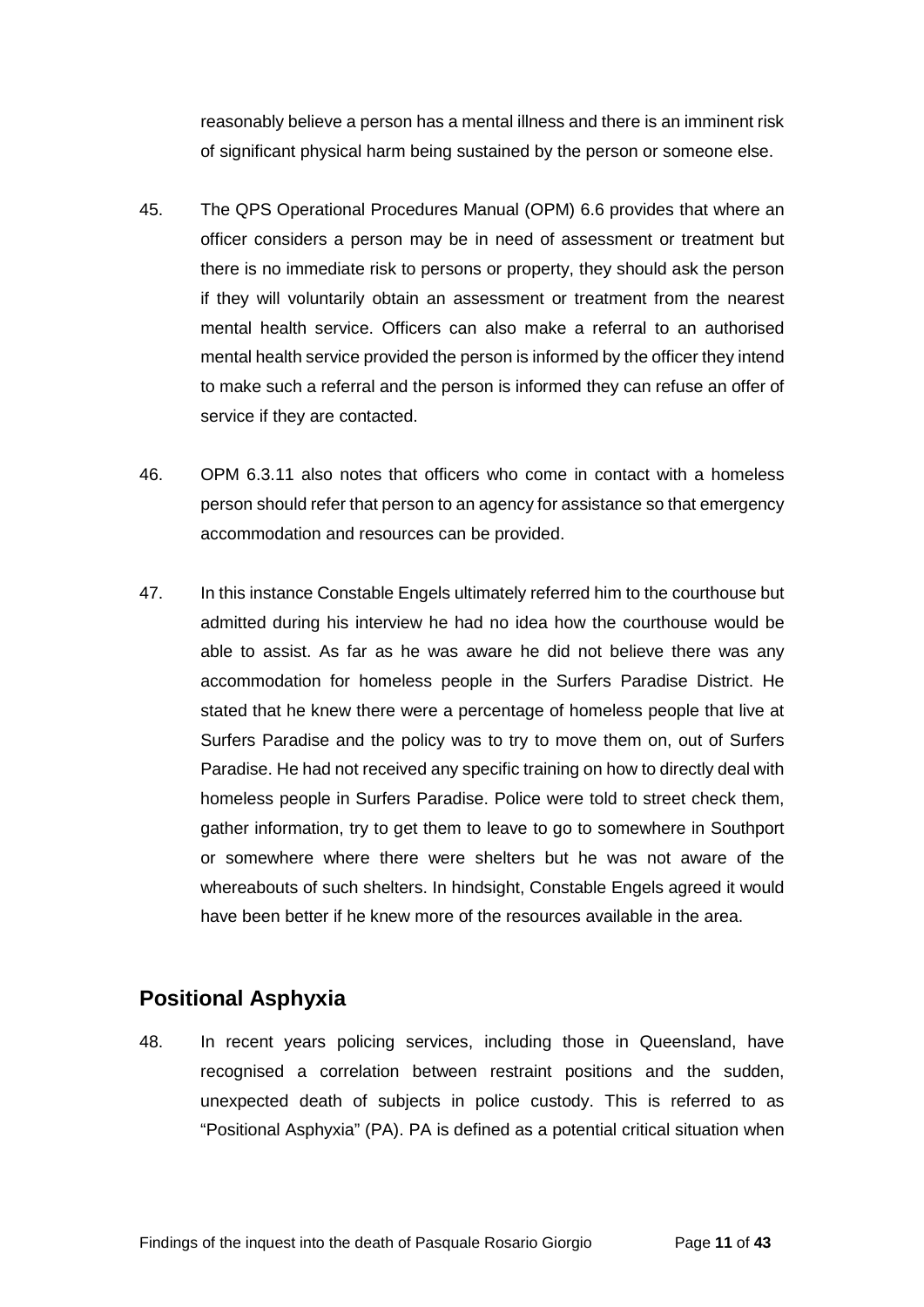reasonably believe a person has a mental illness and there is an imminent risk of significant physical harm being sustained by the person or someone else.

45. The QPS Operational Procedures Manual (OPM) 6.6 provides that where an officer considers a person may be in need of assessment or treatment but there is no immediate risk to persons or property, they should ask the person if they will voluntarily obtain an assessment or treatment from the nearest mental health service. Officers can also make a referral to an authorised mental health service provided the person is informed by the officer they intend to make such a referral and the person is informed they can refuse an offer of service if they are contacted.

46. OPM 6.3.11 also notes that officers who come in contact with a homeless person should refer that person to an agency for assistance so that emergency accommodation and resources can be provided.

47. In this instance Constable Engels ultimately referred him to the courthouse but admitted during his interview he had no idea how the courthouse would be able to assist. As far as he was aware he did not believe there was any accommodation for homeless people in the Surfers Paradise District. He stated that he knew there were a percentage of homeless people that live at Surfers Paradise and the policy was to try to move them on, out of Surfers Paradise. He had not received any specific training on how to directly deal with homeless people in Surfers Paradise. Police were told to street check them, gather information, try to get them to leave to go to somewhere in Southport or somewhere where there were shelters but he was not aware of the whereabouts of such shelters. In hindsight, Constable Engels agreed it would have been better if he knew more of the resources available in the area.

## Positional Asphyxia

48. In recent years policing services, including those in Queensland, have recognised a correlation between restraint positions and the sudden, unexpected death of subjects in police custody. This is referred to as "Positional Asphyxia" (PA). PA is defined as a potential critical situation when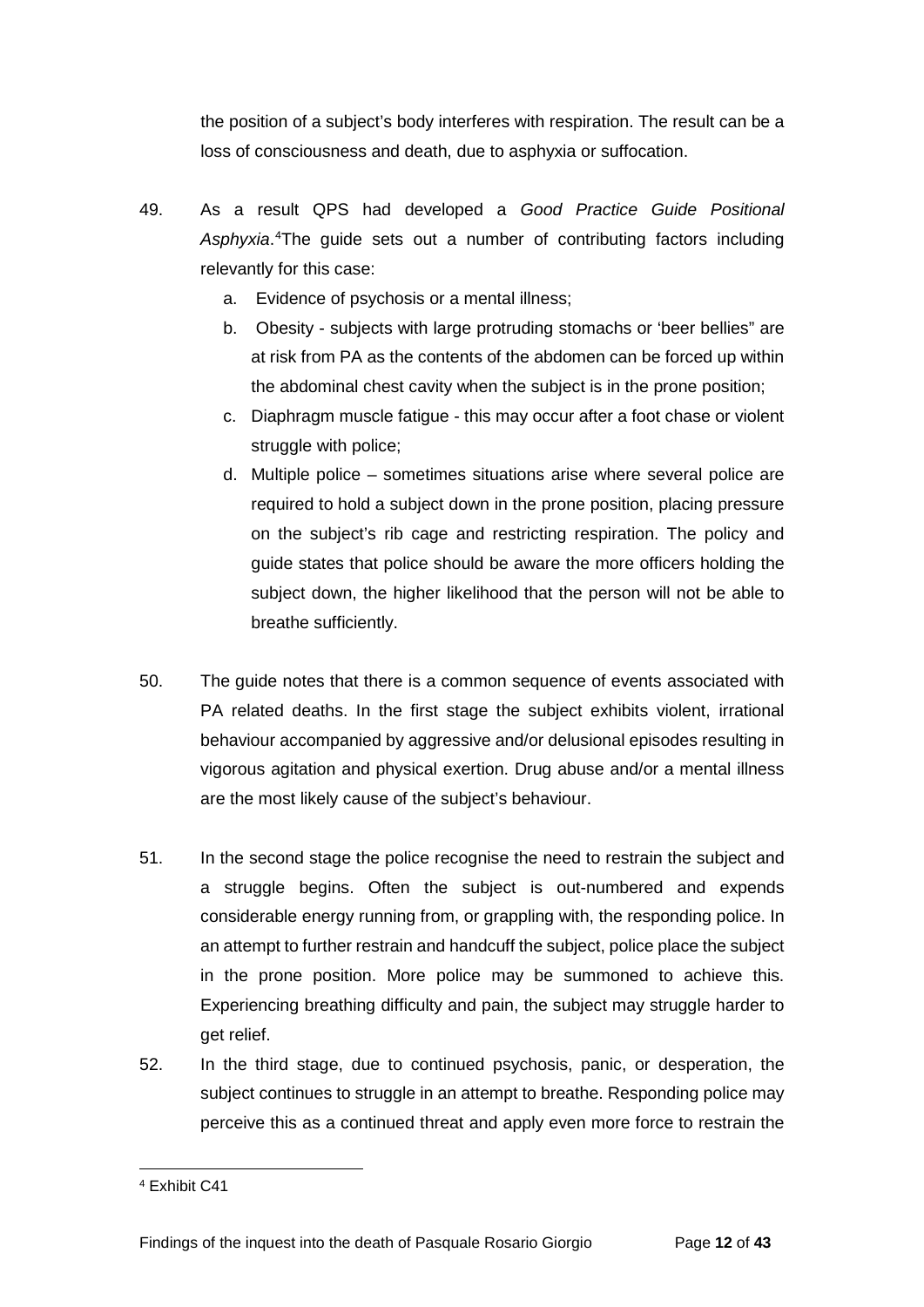the position of a subject's body interferes with respiration. The result can be a loss of consciousness and death, due to asphyxia or suffocation.

49. As a result QPS had developed a *Good Practice Guide Positional Asphyxia*.[4]The guide sets out a number of contributing factors including relevantly for this case:

    a. Evidence of psychosis or a mental illness;

    b. Obesity - subjects with large protruding stomachs or 'beer bellies" are at risk from PA as the contents of the abdomen can be forced up within the abdominal chest cavity when the subject is in the prone position;

    c. Diaphragm muscle fatigue - this may occur after a foot chase or violent struggle with police;

    d. Multiple police – sometimes situations arise where several police are required to hold a subject down in the prone position, placing pressure on the subject's rib cage and restricting respiration. The policy and guide states that police should be aware the more officers holding the subject down, the higher likelihood that the person will not be able to breathe sufficiently.

50. The guide notes that there is a common sequence of events associated with PA related deaths. In the first stage the subject exhibits violent, irrational behaviour accompanied by aggressive and/or delusional episodes resulting in vigorous agitation and physical exertion. Drug abuse and/or a mental illness are the most likely cause of the subject's behaviour.

51. In the second stage the police recognise the need to restrain the subject and a struggle begins. Often the subject is out-numbered and expends considerable energy running from, or grappling with, the responding police. In an attempt to further restrain and handcuff the subject, police place the subject in the prone position. More police may be summoned to achieve this. Experiencing breathing difficulty and pain, the subject may struggle harder to get relief.

52. In the third stage, due to continued psychosis, panic, or desperation, the subject continues to struggle in an attempt to breathe. Responding police may perceive this as a continued threat and apply even more force to restrain the

[4] Exhibit C41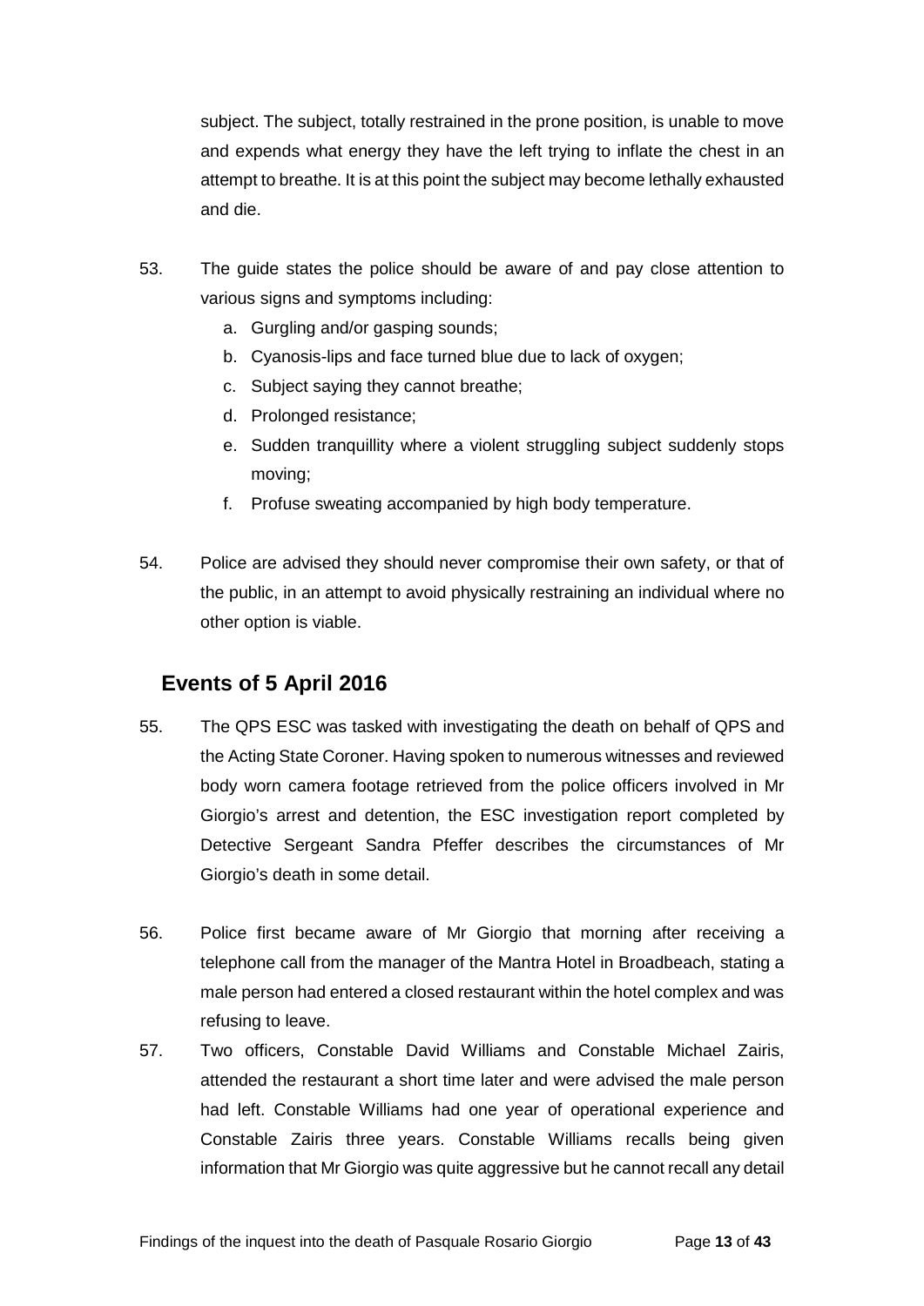subject. The subject, totally restrained in the prone position, is unable to move and expends what energy they have the left trying to inflate the chest in an attempt to breathe. It is at this point the subject may become lethally exhausted and die.

53. The guide states the police should be aware of and pay close attention to various signs and symptoms including:
    a. Gurgling and/or gasping sounds;
    b. Cyanosis-lips and face turned blue due to lack of oxygen;
    c. Subject saying they cannot breathe;
    d. Prolonged resistance;
    e. Sudden tranquillity where a violent struggling subject suddenly stops moving;
    f. Profuse sweating accompanied by high body temperature.

54. Police are advised they should never compromise their own safety, or that of the public, in an attempt to avoid physically restraining an individual where no other option is viable.

## Events of 5 April 2016

55. The QPS ESC was tasked with investigating the death on behalf of QPS and the Acting State Coroner. Having spoken to numerous witnesses and reviewed body worn camera footage retrieved from the police officers involved in Mr Giorgio's arrest and detention, the ESC investigation report completed by Detective Sergeant Sandra Pfeffer describes the circumstances of Mr Giorgio's death in some detail.

56. Police first became aware of Mr Giorgio that morning after receiving a telephone call from the manager of the Mantra Hotel in Broadbeach, stating a male person had entered a closed restaurant within the hotel complex and was refusing to leave.

57. Two officers, Constable David Williams and Constable Michael Zairis, attended the restaurant a short time later and were advised the male person had left. Constable Williams had one year of operational experience and Constable Zairis three years. Constable Williams recalls being given information that Mr Giorgio was quite aggressive but he cannot recall any detail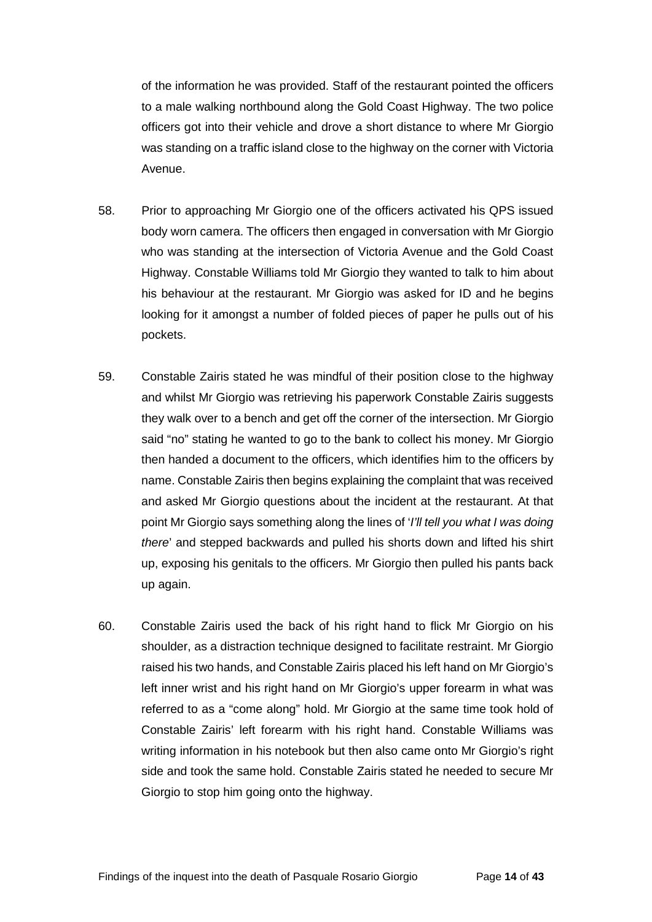of the information he was provided. Staff of the restaurant pointed the officers to a male walking northbound along the Gold Coast Highway. The two police officers got into their vehicle and drove a short distance to where Mr Giorgio was standing on a traffic island close to the highway on the corner with Victoria Avenue.

58. Prior to approaching Mr Giorgio one of the officers activated his QPS issued body worn camera. The officers then engaged in conversation with Mr Giorgio who was standing at the intersection of Victoria Avenue and the Gold Coast Highway. Constable Williams told Mr Giorgio they wanted to talk to him about his behaviour at the restaurant. Mr Giorgio was asked for ID and he begins looking for it amongst a number of folded pieces of paper he pulls out of his pockets.

59. Constable Zairis stated he was mindful of their position close to the highway and whilst Mr Giorgio was retrieving his paperwork Constable Zairis suggests they walk over to a bench and get off the corner of the intersection. Mr Giorgio said "no" stating he wanted to go to the bank to collect his money. Mr Giorgio then handed a document to the officers, which identifies him to the officers by name. Constable Zairis then begins explaining the complaint that was received and asked Mr Giorgio questions about the incident at the restaurant. At that point Mr Giorgio says something along the lines of '*I'll tell you what I was doing there*' and stepped backwards and pulled his shorts down and lifted his shirt up, exposing his genitals to the officers. Mr Giorgio then pulled his pants back up again.

60. Constable Zairis used the back of his right hand to flick Mr Giorgio on his shoulder, as a distraction technique designed to facilitate restraint. Mr Giorgio raised his two hands, and Constable Zairis placed his left hand on Mr Giorgio's left inner wrist and his right hand on Mr Giorgio's upper forearm in what was referred to as a "come along" hold. Mr Giorgio at the same time took hold of Constable Zairis' left forearm with his right hand. Constable Williams was writing information in his notebook but then also came onto Mr Giorgio's right side and took the same hold. Constable Zairis stated he needed to secure Mr Giorgio to stop him going onto the highway.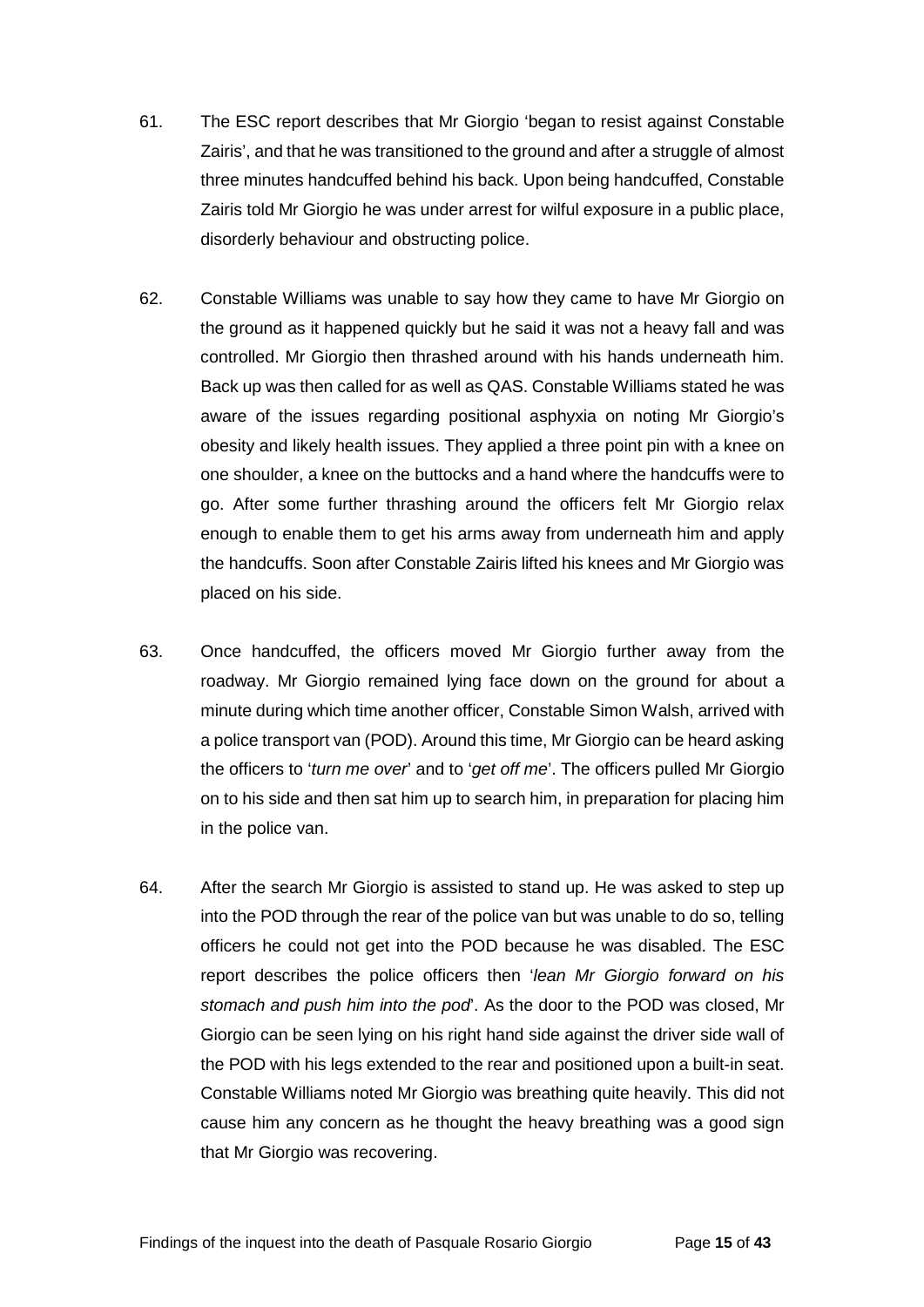61. The ESC report describes that Mr Giorgio 'began to resist against Constable Zairis', and that he was transitioned to the ground and after a struggle of almost three minutes handcuffed behind his back. Upon being handcuffed, Constable Zairis told Mr Giorgio he was under arrest for wilful exposure in a public place, disorderly behaviour and obstructing police.

62. Constable Williams was unable to say how they came to have Mr Giorgio on the ground as it happened quickly but he said it was not a heavy fall and was controlled. Mr Giorgio then thrashed around with his hands underneath him. Back up was then called for as well as QAS. Constable Williams stated he was aware of the issues regarding positional asphyxia on noting Mr Giorgio's obesity and likely health issues. They applied a three point pin with a knee on one shoulder, a knee on the buttocks and a hand where the handcuffs were to go. After some further thrashing around the officers felt Mr Giorgio relax enough to enable them to get his arms away from underneath him and apply the handcuffs. Soon after Constable Zairis lifted his knees and Mr Giorgio was placed on his side.

63. Once handcuffed, the officers moved Mr Giorgio further away from the roadway. Mr Giorgio remained lying face down on the ground for about a minute during which time another officer, Constable Simon Walsh, arrived with a police transport van (POD). Around this time, Mr Giorgio can be heard asking the officers to '*turn me over*' and to '*get off me*'. The officers pulled Mr Giorgio on to his side and then sat him up to search him, in preparation for placing him in the police van.

64. After the search Mr Giorgio is assisted to stand up. He was asked to step up into the POD through the rear of the police van but was unable to do so, telling officers he could not get into the POD because he was disabled. The ESC report describes the police officers then '*lean Mr Giorgio forward on his stomach and push him into the pod*'. As the door to the POD was closed, Mr Giorgio can be seen lying on his right hand side against the driver side wall of the POD with his legs extended to the rear and positioned upon a built-in seat. Constable Williams noted Mr Giorgio was breathing quite heavily. This did not cause him any concern as he thought the heavy breathing was a good sign that Mr Giorgio was recovering.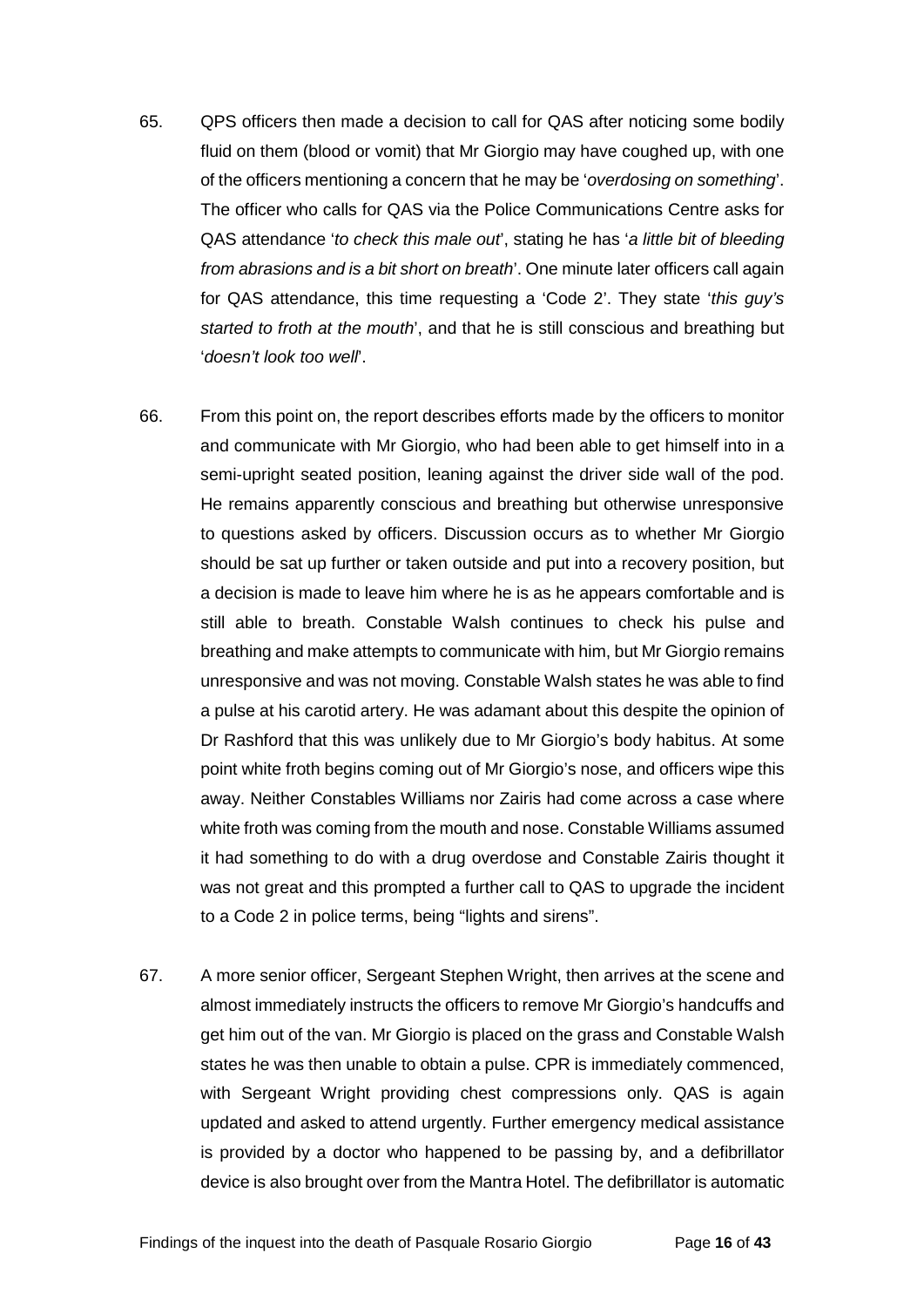65. QPS officers then made a decision to call for QAS after noticing some bodily fluid on them (blood or vomit) that Mr Giorgio may have coughed up, with one of the officers mentioning a concern that he may be '*overdosing on something*'. The officer who calls for QAS via the Police Communications Centre asks for QAS attendance '*to check this male out*', stating he has '*a little bit of bleeding from abrasions and is a bit short on breath*'. One minute later officers call again for QAS attendance, this time requesting a 'Code 2'. They state '*this guy's started to froth at the mouth*', and that he is still conscious and breathing but '*doesn't look too well*'.

66. From this point on, the report describes efforts made by the officers to monitor and communicate with Mr Giorgio, who had been able to get himself into in a semi-upright seated position, leaning against the driver side wall of the pod. He remains apparently conscious and breathing but otherwise unresponsive to questions asked by officers. Discussion occurs as to whether Mr Giorgio should be sat up further or taken outside and put into a recovery position, but a decision is made to leave him where he is as he appears comfortable and is still able to breath. Constable Walsh continues to check his pulse and breathing and make attempts to communicate with him, but Mr Giorgio remains unresponsive and was not moving. Constable Walsh states he was able to find a pulse at his carotid artery. He was adamant about this despite the opinion of Dr Rashford that this was unlikely due to Mr Giorgio's body habitus. At some point white froth begins coming out of Mr Giorgio's nose, and officers wipe this away. Neither Constables Williams nor Zairis had come across a case where white froth was coming from the mouth and nose. Constable Williams assumed it had something to do with a drug overdose and Constable Zairis thought it was not great and this prompted a further call to QAS to upgrade the incident to a Code 2 in police terms, being "lights and sirens".

67. A more senior officer, Sergeant Stephen Wright, then arrives at the scene and almost immediately instructs the officers to remove Mr Giorgio's handcuffs and get him out of the van. Mr Giorgio is placed on the grass and Constable Walsh states he was then unable to obtain a pulse. CPR is immediately commenced, with Sergeant Wright providing chest compressions only. QAS is again updated and asked to attend urgently. Further emergency medical assistance is provided by a doctor who happened to be passing by, and a defibrillator device is also brought over from the Mantra Hotel. The defibrillator is automatic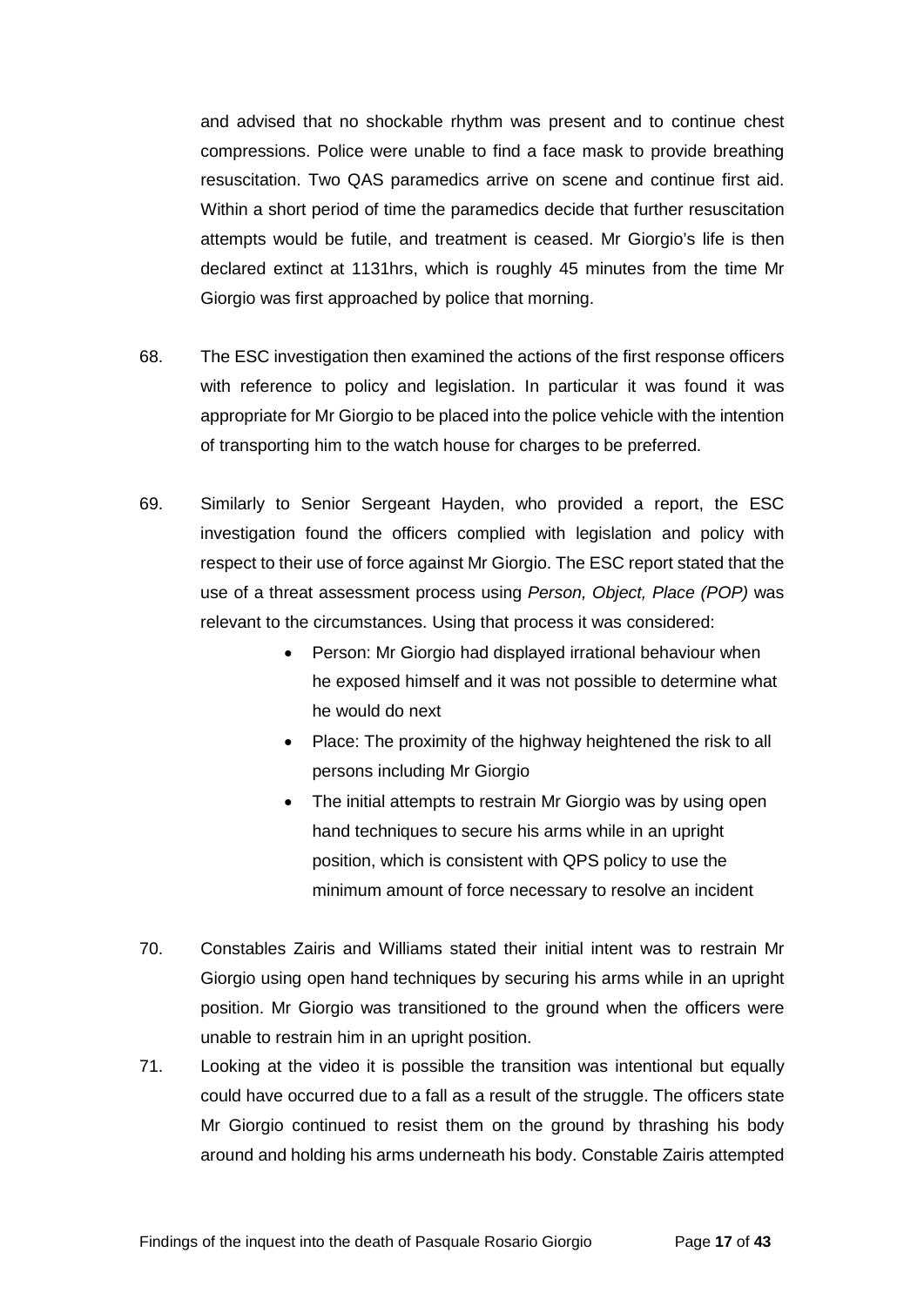and advised that no shockable rhythm was present and to continue chest compressions. Police were unable to find a face mask to provide breathing resuscitation. Two QAS paramedics arrive on scene and continue first aid. Within a short period of time the paramedics decide that further resuscitation attempts would be futile, and treatment is ceased. Mr Giorgio's life is then declared extinct at 1131hrs, which is roughly 45 minutes from the time Mr Giorgio was first approached by police that morning.

68. The ESC investigation then examined the actions of the first response officers with reference to policy and legislation. In particular it was found it was appropriate for Mr Giorgio to be placed into the police vehicle with the intention of transporting him to the watch house for charges to be preferred.

69. Similarly to Senior Sergeant Hayden, who provided a report, the ESC investigation found the officers complied with legislation and policy with respect to their use of force against Mr Giorgio. The ESC report stated that the use of a threat assessment process using *Person, Object, Place (POP)* was relevant to the circumstances. Using that process it was considered:

    - Person: Mr Giorgio had displayed irrational behaviour when he exposed himself and it was not possible to determine what he would do next
    - Place: The proximity of the highway heightened the risk to all persons including Mr Giorgio
    - The initial attempts to restrain Mr Giorgio was by using open hand techniques to secure his arms while in an upright position, which is consistent with QPS policy to use the minimum amount of force necessary to resolve an incident

70. Constables Zairis and Williams stated their initial intent was to restrain Mr Giorgio using open hand techniques by securing his arms while in an upright position. Mr Giorgio was transitioned to the ground when the officers were unable to restrain him in an upright position.

71. Looking at the video it is possible the transition was intentional but equally could have occurred due to a fall as a result of the struggle. The officers state Mr Giorgio continued to resist them on the ground by thrashing his body around and holding his arms underneath his body. Constable Zairis attempted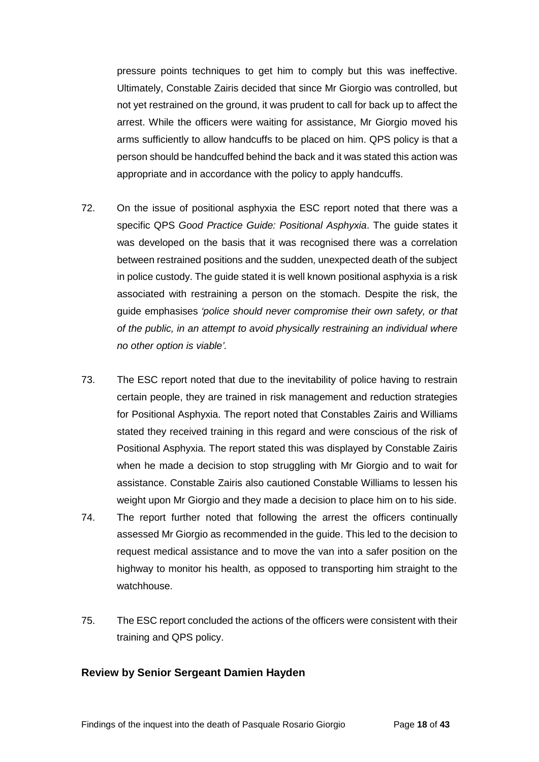pressure points techniques to get him to comply but this was ineffective. Ultimately, Constable Zairis decided that since Mr Giorgio was controlled, but not yet restrained on the ground, it was prudent to call for back up to affect the arrest. While the officers were waiting for assistance, Mr Giorgio moved his arms sufficiently to allow handcuffs to be placed on him. QPS policy is that a person should be handcuffed behind the back and it was stated this action was appropriate and in accordance with the policy to apply handcuffs.

72. On the issue of positional asphyxia the ESC report noted that there was a specific QPS *Good Practice Guide: Positional Asphyxia*. The guide states it was developed on the basis that it was recognised there was a correlation between restrained positions and the sudden, unexpected death of the subject in police custody. The guide stated it is well known positional asphyxia is a risk associated with restraining a person on the stomach. Despite the risk, the guide emphasises *'police should never compromise their own safety, or that of the public, in an attempt to avoid physically restraining an individual where no other option is viable'.*

73. The ESC report noted that due to the inevitability of police having to restrain certain people, they are trained in risk management and reduction strategies for Positional Asphyxia. The report noted that Constables Zairis and Williams stated they received training in this regard and were conscious of the risk of Positional Asphyxia. The report stated this was displayed by Constable Zairis when he made a decision to stop struggling with Mr Giorgio and to wait for assistance. Constable Zairis also cautioned Constable Williams to lessen his weight upon Mr Giorgio and they made a decision to place him on to his side.

74. The report further noted that following the arrest the officers continually assessed Mr Giorgio as recommended in the guide. This led to the decision to request medical assistance and to move the van into a safer position on the highway to monitor his health, as opposed to transporting him straight to the watchhouse.

75. The ESC report concluded the actions of the officers were consistent with their training and QPS policy.

### Review by Senior Sergeant Damien Hayden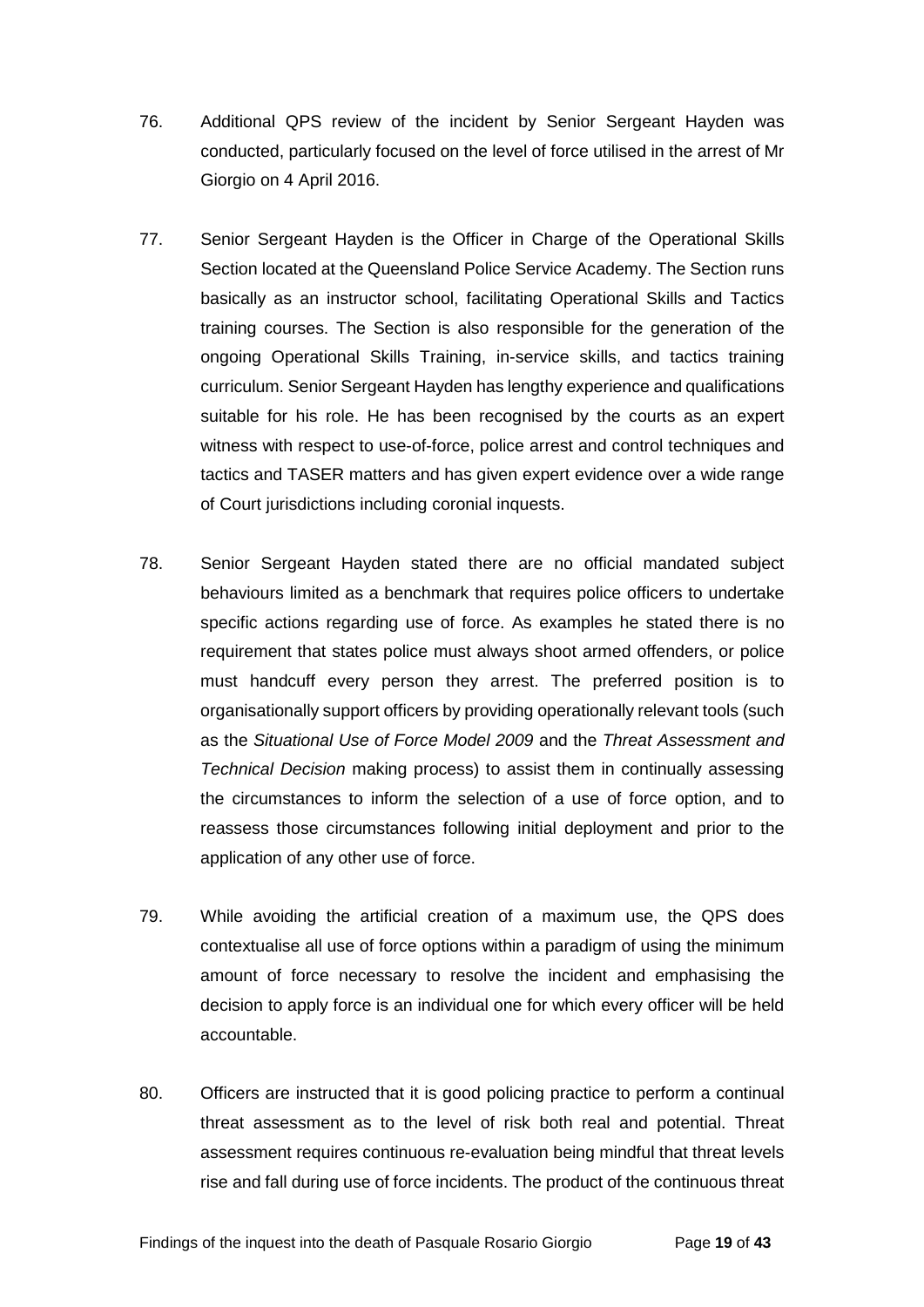76. Additional QPS review of the incident by Senior Sergeant Hayden was conducted, particularly focused on the level of force utilised in the arrest of Mr Giorgio on 4 April 2016.

77. Senior Sergeant Hayden is the Officer in Charge of the Operational Skills Section located at the Queensland Police Service Academy. The Section runs basically as an instructor school, facilitating Operational Skills and Tactics training courses. The Section is also responsible for the generation of the ongoing Operational Skills Training, in-service skills, and tactics training curriculum. Senior Sergeant Hayden has lengthy experience and qualifications suitable for his role. He has been recognised by the courts as an expert witness with respect to use-of-force, police arrest and control techniques and tactics and TASER matters and has given expert evidence over a wide range of Court jurisdictions including coronial inquests.

78. Senior Sergeant Hayden stated there are no official mandated subject behaviours limited as a benchmark that requires police officers to undertake specific actions regarding use of force. As examples he stated there is no requirement that states police must always shoot armed offenders, or police must handcuff every person they arrest. The preferred position is to organisationally support officers by providing operationally relevant tools (such as the *Situational Use of Force Model 2009* and the *Threat Assessment and Technical Decision* making process) to assist them in continually assessing the circumstances to inform the selection of a use of force option, and to reassess those circumstances following initial deployment and prior to the application of any other use of force.

79. While avoiding the artificial creation of a maximum use, the QPS does contextualise all use of force options within a paradigm of using the minimum amount of force necessary to resolve the incident and emphasising the decision to apply force is an individual one for which every officer will be held accountable.

80. Officers are instructed that it is good policing practice to perform a continual threat assessment as to the level of risk both real and potential. Threat assessment requires continuous re-evaluation being mindful that threat levels rise and fall during use of force incidents. The product of the continuous threat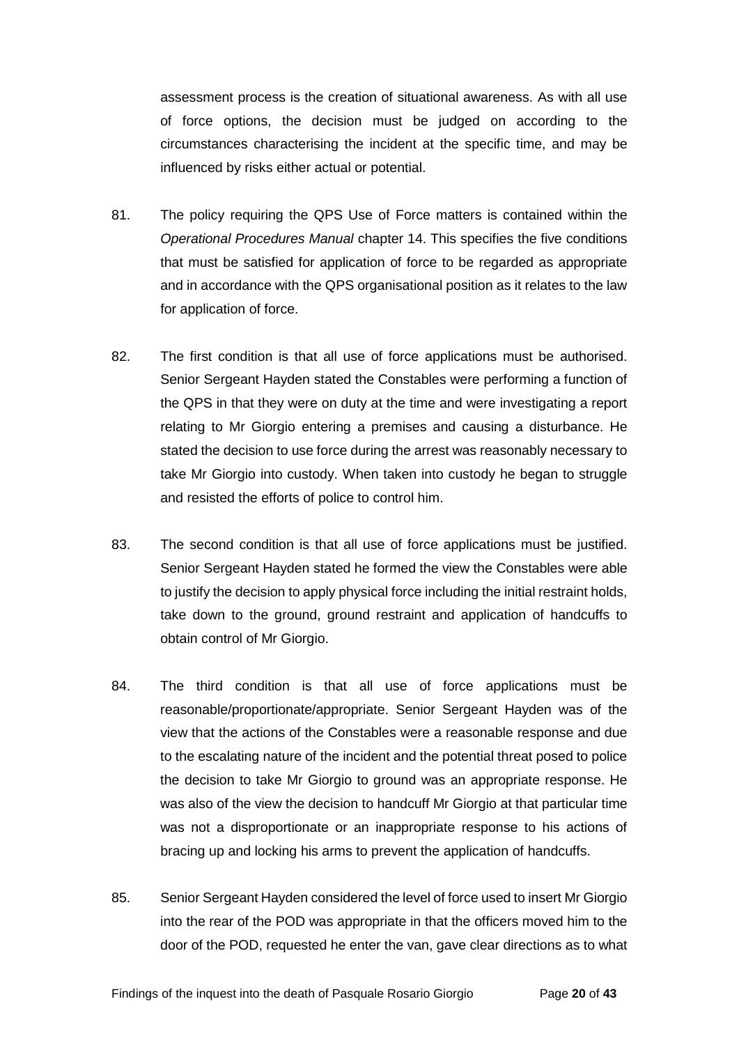assessment process is the creation of situational awareness. As with all use of force options, the decision must be judged on according to the circumstances characterising the incident at the specific time, and may be influenced by risks either actual or potential.

81. The policy requiring the QPS Use of Force matters is contained within the *Operational Procedures Manual* chapter 14. This specifies the five conditions that must be satisfied for application of force to be regarded as appropriate and in accordance with the QPS organisational position as it relates to the law for application of force.

82. The first condition is that all use of force applications must be authorised. Senior Sergeant Hayden stated the Constables were performing a function of the QPS in that they were on duty at the time and were investigating a report relating to Mr Giorgio entering a premises and causing a disturbance. He stated the decision to use force during the arrest was reasonably necessary to take Mr Giorgio into custody. When taken into custody he began to struggle and resisted the efforts of police to control him.

83. The second condition is that all use of force applications must be justified. Senior Sergeant Hayden stated he formed the view the Constables were able to justify the decision to apply physical force including the initial restraint holds, take down to the ground, ground restraint and application of handcuffs to obtain control of Mr Giorgio.

84. The third condition is that all use of force applications must be reasonable/proportionate/appropriate. Senior Sergeant Hayden was of the view that the actions of the Constables were a reasonable response and due to the escalating nature of the incident and the potential threat posed to police the decision to take Mr Giorgio to ground was an appropriate response. He was also of the view the decision to handcuff Mr Giorgio at that particular time was not a disproportionate or an inappropriate response to his actions of bracing up and locking his arms to prevent the application of handcuffs.

85. Senior Sergeant Hayden considered the level of force used to insert Mr Giorgio into the rear of the POD was appropriate in that the officers moved him to the door of the POD, requested he enter the van, gave clear directions as to what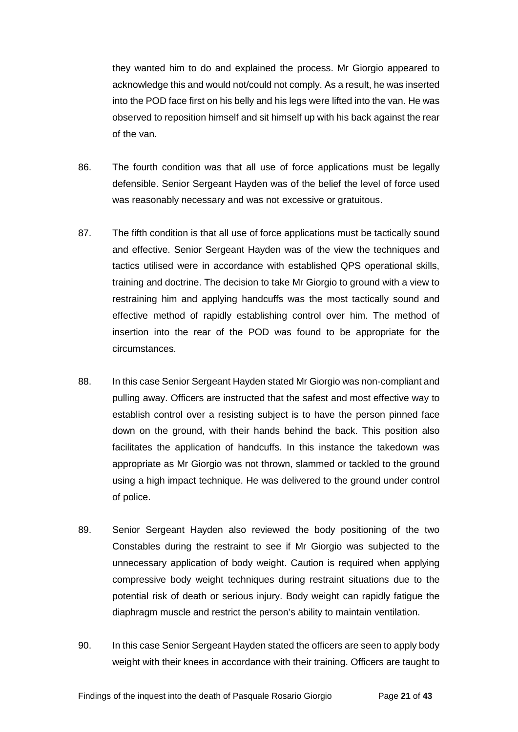they wanted him to do and explained the process. Mr Giorgio appeared to acknowledge this and would not/could not comply. As a result, he was inserted into the POD face first on his belly and his legs were lifted into the van. He was observed to reposition himself and sit himself up with his back against the rear of the van.

86. The fourth condition was that all use of force applications must be legally defensible. Senior Sergeant Hayden was of the belief the level of force used was reasonably necessary and was not excessive or gratuitous.

87. The fifth condition is that all use of force applications must be tactically sound and effective. Senior Sergeant Hayden was of the view the techniques and tactics utilised were in accordance with established QPS operational skills, training and doctrine. The decision to take Mr Giorgio to ground with a view to restraining him and applying handcuffs was the most tactically sound and effective method of rapidly establishing control over him. The method of insertion into the rear of the POD was found to be appropriate for the circumstances.

88. In this case Senior Sergeant Hayden stated Mr Giorgio was non-compliant and pulling away. Officers are instructed that the safest and most effective way to establish control over a resisting subject is to have the person pinned face down on the ground, with their hands behind the back. This position also facilitates the application of handcuffs. In this instance the takedown was appropriate as Mr Giorgio was not thrown, slammed or tackled to the ground using a high impact technique. He was delivered to the ground under control of police.

89. Senior Sergeant Hayden also reviewed the body positioning of the two Constables during the restraint to see if Mr Giorgio was subjected to the unnecessary application of body weight. Caution is required when applying compressive body weight techniques during restraint situations due to the potential risk of death or serious injury. Body weight can rapidly fatigue the diaphragm muscle and restrict the person's ability to maintain ventilation.

90. In this case Senior Sergeant Hayden stated the officers are seen to apply body weight with their knees in accordance with their training. Officers are taught to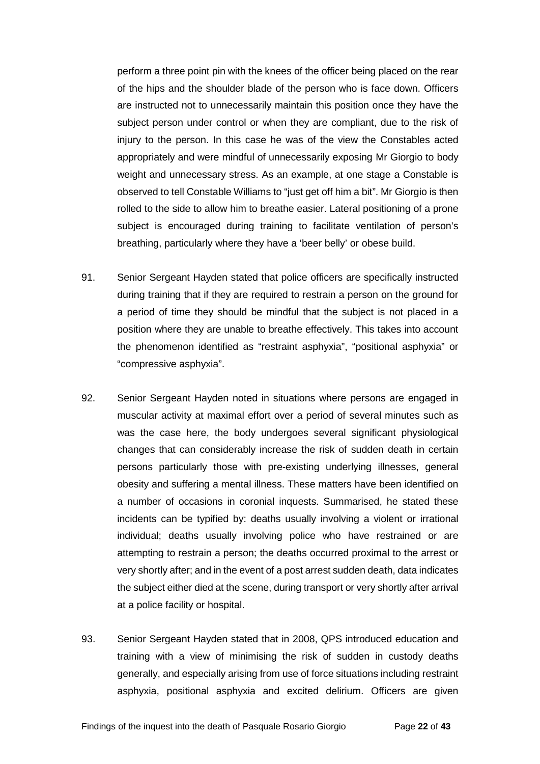perform a three point pin with the knees of the officer being placed on the rear of the hips and the shoulder blade of the person who is face down. Officers are instructed not to unnecessarily maintain this position once they have the subject person under control or when they are compliant, due to the risk of injury to the person. In this case he was of the view the Constables acted appropriately and were mindful of unnecessarily exposing Mr Giorgio to body weight and unnecessary stress. As an example, at one stage a Constable is observed to tell Constable Williams to "just get off him a bit". Mr Giorgio is then rolled to the side to allow him to breathe easier. Lateral positioning of a prone subject is encouraged during training to facilitate ventilation of person's breathing, particularly where they have a 'beer belly' or obese build.

91. Senior Sergeant Hayden stated that police officers are specifically instructed during training that if they are required to restrain a person on the ground for a period of time they should be mindful that the subject is not placed in a position where they are unable to breathe effectively. This takes into account the phenomenon identified as "restraint asphyxia", "positional asphyxia" or "compressive asphyxia".

92. Senior Sergeant Hayden noted in situations where persons are engaged in muscular activity at maximal effort over a period of several minutes such as was the case here, the body undergoes several significant physiological changes that can considerably increase the risk of sudden death in certain persons particularly those with pre-existing underlying illnesses, general obesity and suffering a mental illness. These matters have been identified on a number of occasions in coronial inquests. Summarised, he stated these incidents can be typified by: deaths usually involving a violent or irrational individual; deaths usually involving police who have restrained or are attempting to restrain a person; the deaths occurred proximal to the arrest or very shortly after; and in the event of a post arrest sudden death, data indicates the subject either died at the scene, during transport or very shortly after arrival at a police facility or hospital.

93. Senior Sergeant Hayden stated that in 2008, QPS introduced education and training with a view of minimising the risk of sudden in custody deaths generally, and especially arising from use of force situations including restraint asphyxia, positional asphyxia and excited delirium. Officers are given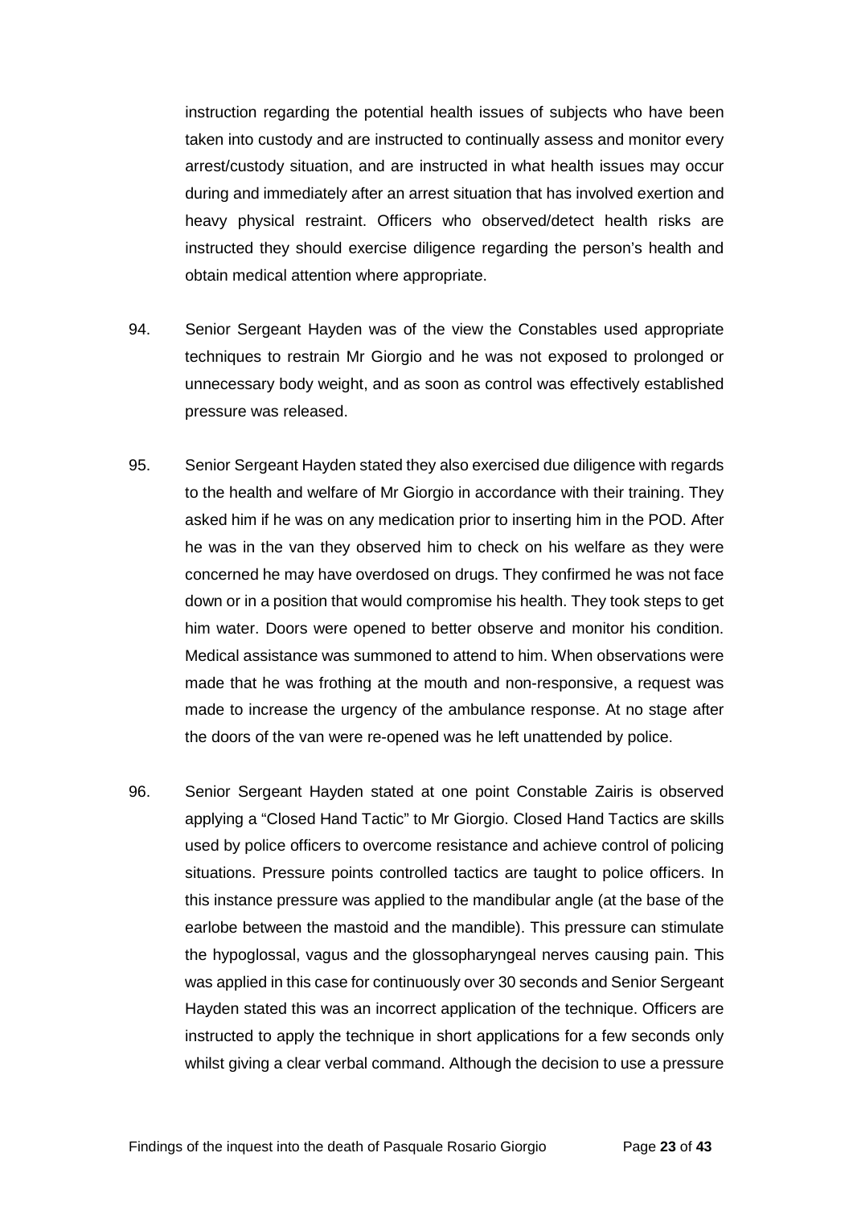instruction regarding the potential health issues of subjects who have been taken into custody and are instructed to continually assess and monitor every arrest/custody situation, and are instructed in what health issues may occur during and immediately after an arrest situation that has involved exertion and heavy physical restraint. Officers who observed/detect health risks are instructed they should exercise diligence regarding the person's health and obtain medical attention where appropriate.

94. Senior Sergeant Hayden was of the view the Constables used appropriate techniques to restrain Mr Giorgio and he was not exposed to prolonged or unnecessary body weight, and as soon as control was effectively established pressure was released.

95. Senior Sergeant Hayden stated they also exercised due diligence with regards to the health and welfare of Mr Giorgio in accordance with their training. They asked him if he was on any medication prior to inserting him in the POD. After he was in the van they observed him to check on his welfare as they were concerned he may have overdosed on drugs. They confirmed he was not face down or in a position that would compromise his health. They took steps to get him water. Doors were opened to better observe and monitor his condition. Medical assistance was summoned to attend to him. When observations were made that he was frothing at the mouth and non-responsive, a request was made to increase the urgency of the ambulance response. At no stage after the doors of the van were re-opened was he left unattended by police.

96. Senior Sergeant Hayden stated at one point Constable Zairis is observed applying a "Closed Hand Tactic" to Mr Giorgio. Closed Hand Tactics are skills used by police officers to overcome resistance and achieve control of policing situations. Pressure points controlled tactics are taught to police officers. In this instance pressure was applied to the mandibular angle (at the base of the earlobe between the mastoid and the mandible). This pressure can stimulate the hypoglossal, vagus and the glossopharyngeal nerves causing pain. This was applied in this case for continuously over 30 seconds and Senior Sergeant Hayden stated this was an incorrect application of the technique. Officers are instructed to apply the technique in short applications for a few seconds only whilst giving a clear verbal command. Although the decision to use a pressure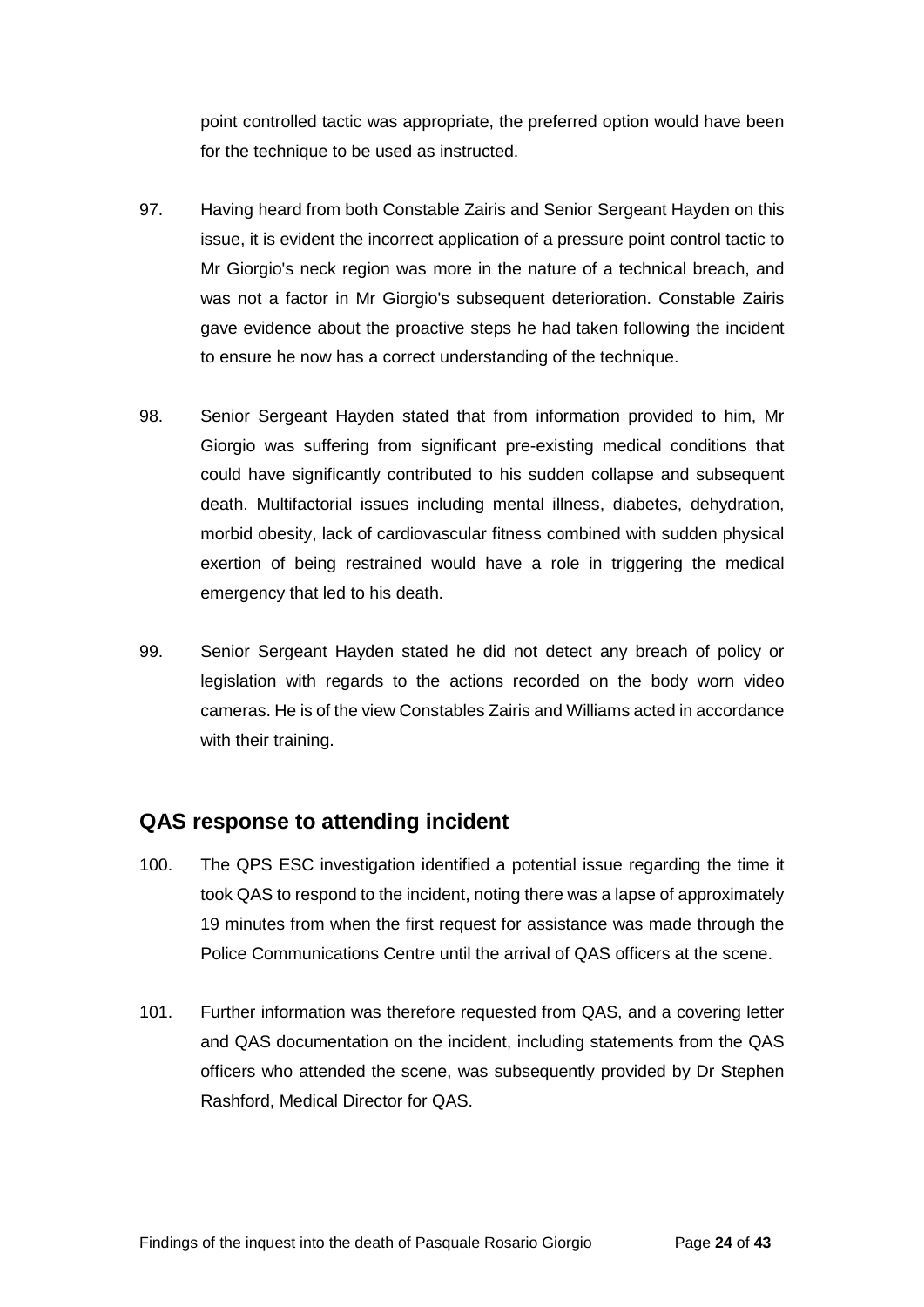point controlled tactic was appropriate, the preferred option would have been for the technique to be used as instructed.

97. Having heard from both Constable Zairis and Senior Sergeant Hayden on this issue, it is evident the incorrect application of a pressure point control tactic to Mr Giorgio's neck region was more in the nature of a technical breach, and was not a factor in Mr Giorgio's subsequent deterioration. Constable Zairis gave evidence about the proactive steps he had taken following the incident to ensure he now has a correct understanding of the technique.

98. Senior Sergeant Hayden stated that from information provided to him, Mr Giorgio was suffering from significant pre-existing medical conditions that could have significantly contributed to his sudden collapse and subsequent death. Multifactorial issues including mental illness, diabetes, dehydration, morbid obesity, lack of cardiovascular fitness combined with sudden physical exertion of being restrained would have a role in triggering the medical emergency that led to his death.

99. Senior Sergeant Hayden stated he did not detect any breach of policy or legislation with regards to the actions recorded on the body worn video cameras. He is of the view Constables Zairis and Williams acted in accordance with their training.

## QAS response to attending incident

100. The QPS ESC investigation identified a potential issue regarding the time it took QAS to respond to the incident, noting there was a lapse of approximately 19 minutes from when the first request for assistance was made through the Police Communications Centre until the arrival of QAS officers at the scene.

101. Further information was therefore requested from QAS, and a covering letter and QAS documentation on the incident, including statements from the QAS officers who attended the scene, was subsequently provided by Dr Stephen Rashford, Medical Director for QAS.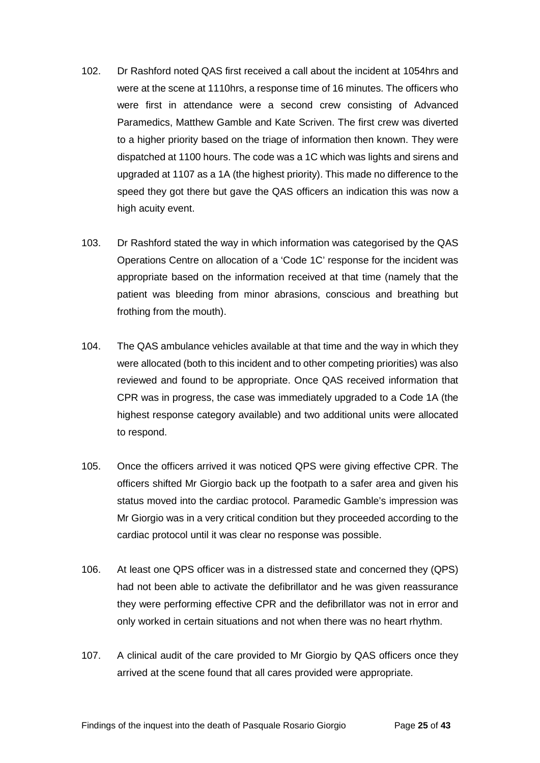102. Dr Rashford noted QAS first received a call about the incident at 1054hrs and were at the scene at 1110hrs, a response time of 16 minutes. The officers who were first in attendance were a second crew consisting of Advanced Paramedics, Matthew Gamble and Kate Scriven. The first crew was diverted to a higher priority based on the triage of information then known. They were dispatched at 1100 hours. The code was a 1C which was lights and sirens and upgraded at 1107 as a 1A (the highest priority). This made no difference to the speed they got there but gave the QAS officers an indication this was now a high acuity event.

103. Dr Rashford stated the way in which information was categorised by the QAS Operations Centre on allocation of a 'Code 1C' response for the incident was appropriate based on the information received at that time (namely that the patient was bleeding from minor abrasions, conscious and breathing but frothing from the mouth).

104. The QAS ambulance vehicles available at that time and the way in which they were allocated (both to this incident and to other competing priorities) was also reviewed and found to be appropriate. Once QAS received information that CPR was in progress, the case was immediately upgraded to a Code 1A (the highest response category available) and two additional units were allocated to respond.

105. Once the officers arrived it was noticed QPS were giving effective CPR. The officers shifted Mr Giorgio back up the footpath to a safer area and given his status moved into the cardiac protocol. Paramedic Gamble's impression was Mr Giorgio was in a very critical condition but they proceeded according to the cardiac protocol until it was clear no response was possible.

106. At least one QPS officer was in a distressed state and concerned they (QPS) had not been able to activate the defibrillator and he was given reassurance they were performing effective CPR and the defibrillator was not in error and only worked in certain situations and not when there was no heart rhythm.

107. A clinical audit of the care provided to Mr Giorgio by QAS officers once they arrived at the scene found that all cares provided were appropriate.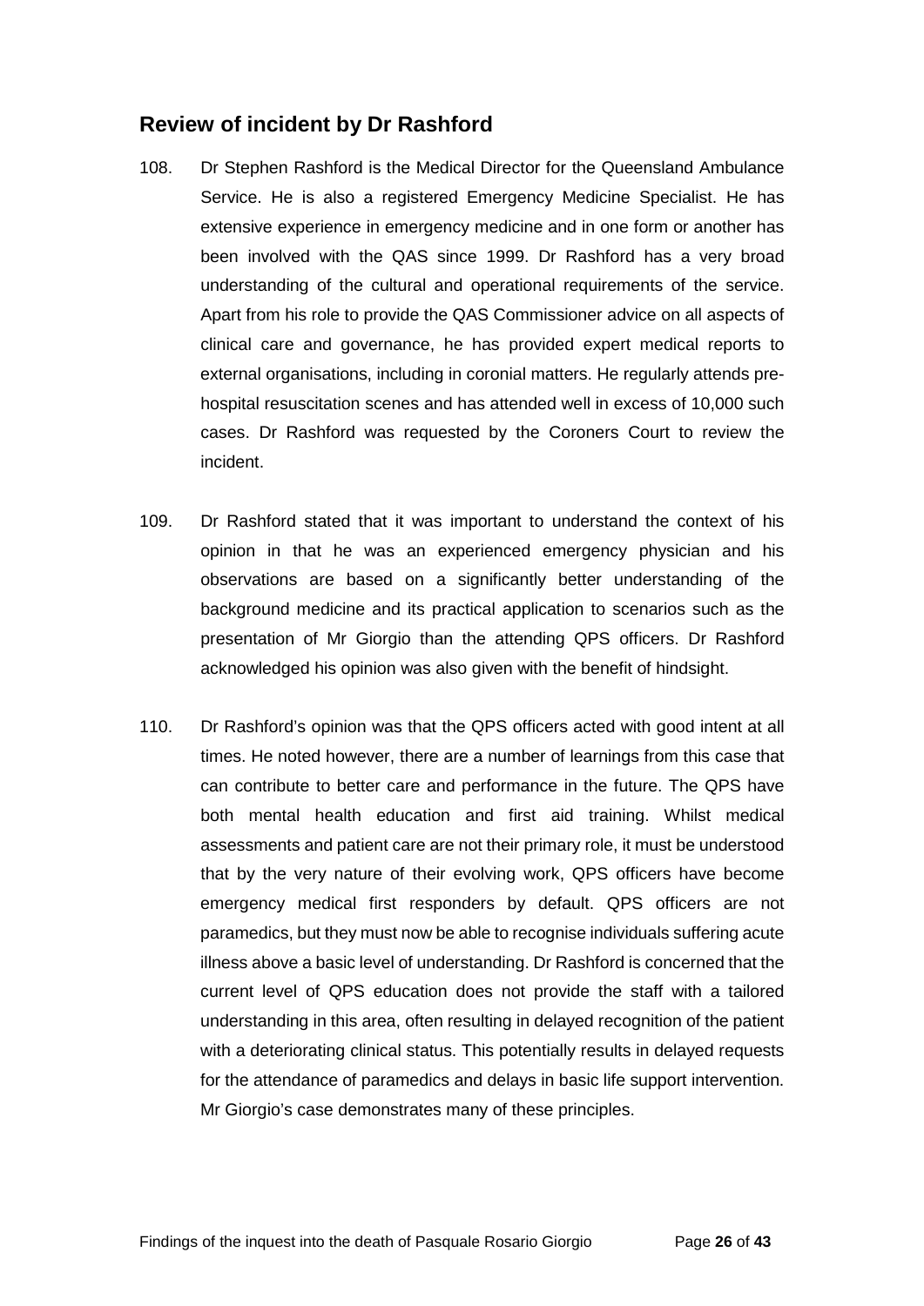## Review of incident by Dr Rashford

108. Dr Stephen Rashford is the Medical Director for the Queensland Ambulance Service. He is also a registered Emergency Medicine Specialist. He has extensive experience in emergency medicine and in one form or another has been involved with the QAS since 1999. Dr Rashford has a very broad understanding of the cultural and operational requirements of the service. Apart from his role to provide the QAS Commissioner advice on all aspects of clinical care and governance, he has provided expert medical reports to external organisations, including in coronial matters. He regularly attends pre-hospital resuscitation scenes and has attended well in excess of 10,000 such cases. Dr Rashford was requested by the Coroners Court to review the incident.

109. Dr Rashford stated that it was important to understand the context of his opinion in that he was an experienced emergency physician and his observations are based on a significantly better understanding of the background medicine and its practical application to scenarios such as the presentation of Mr Giorgio than the attending QPS officers. Dr Rashford acknowledged his opinion was also given with the benefit of hindsight.

110. Dr Rashford's opinion was that the QPS officers acted with good intent at all times. He noted however, there are a number of learnings from this case that can contribute to better care and performance in the future. The QPS have both mental health education and first aid training. Whilst medical assessments and patient care are not their primary role, it must be understood that by the very nature of their evolving work, QPS officers have become emergency medical first responders by default. QPS officers are not paramedics, but they must now be able to recognise individuals suffering acute illness above a basic level of understanding. Dr Rashford is concerned that the current level of QPS education does not provide the staff with a tailored understanding in this area, often resulting in delayed recognition of the patient with a deteriorating clinical status. This potentially results in delayed requests for the attendance of paramedics and delays in basic life support intervention. Mr Giorgio's case demonstrates many of these principles.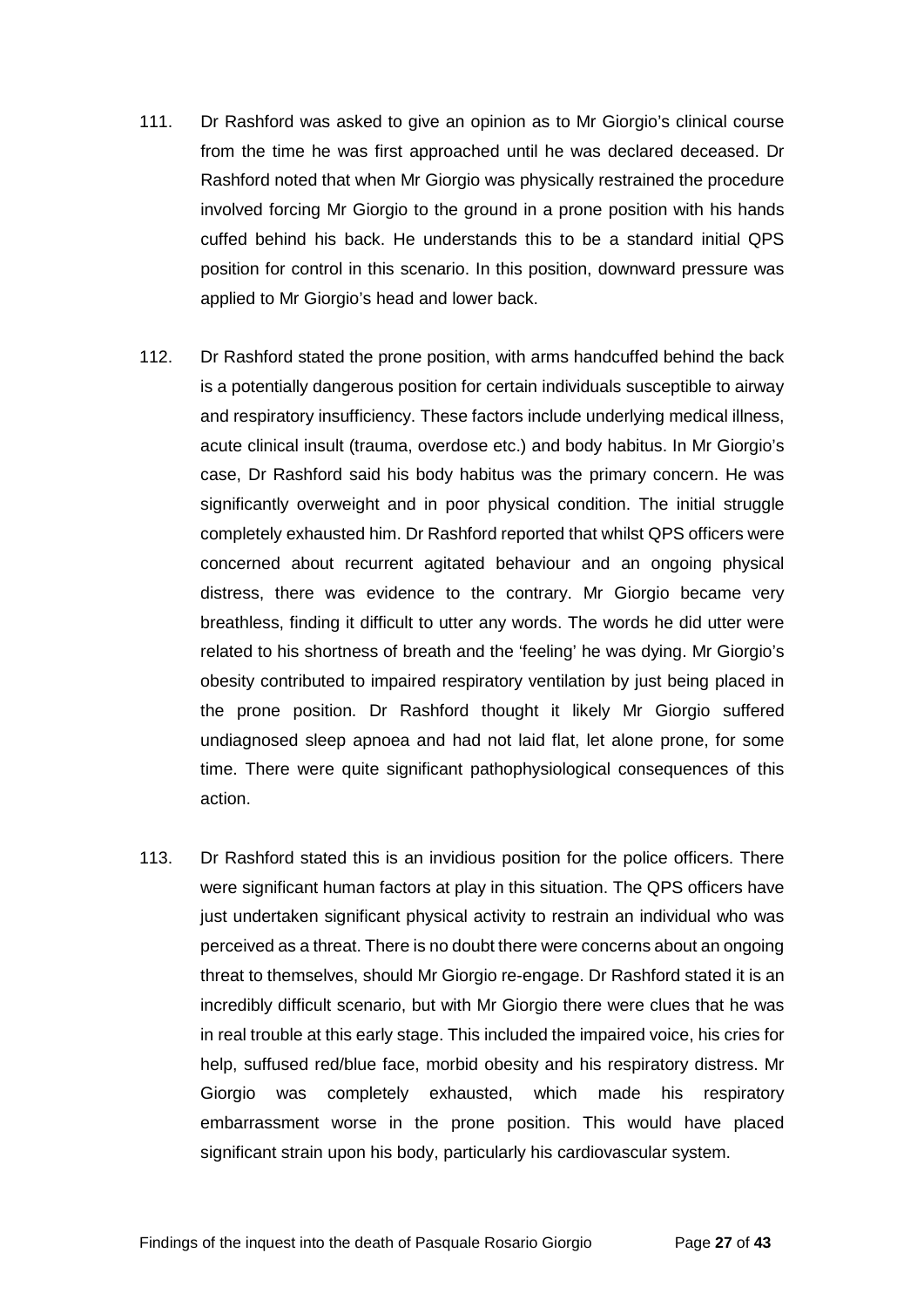111. Dr Rashford was asked to give an opinion as to Mr Giorgio's clinical course from the time he was first approached until he was declared deceased. Dr Rashford noted that when Mr Giorgio was physically restrained the procedure involved forcing Mr Giorgio to the ground in a prone position with his hands cuffed behind his back. He understands this to be a standard initial QPS position for control in this scenario. In this position, downward pressure was applied to Mr Giorgio's head and lower back.

112. Dr Rashford stated the prone position, with arms handcuffed behind the back is a potentially dangerous position for certain individuals susceptible to airway and respiratory insufficiency. These factors include underlying medical illness, acute clinical insult (trauma, overdose etc.) and body habitus. In Mr Giorgio's case, Dr Rashford said his body habitus was the primary concern. He was significantly overweight and in poor physical condition. The initial struggle completely exhausted him. Dr Rashford reported that whilst QPS officers were concerned about recurrent agitated behaviour and an ongoing physical distress, there was evidence to the contrary. Mr Giorgio became very breathless, finding it difficult to utter any words. The words he did utter were related to his shortness of breath and the 'feeling' he was dying. Mr Giorgio's obesity contributed to impaired respiratory ventilation by just being placed in the prone position. Dr Rashford thought it likely Mr Giorgio suffered undiagnosed sleep apnoea and had not laid flat, let alone prone, for some time. There were quite significant pathophysiological consequences of this action.

113. Dr Rashford stated this is an invidious position for the police officers. There were significant human factors at play in this situation. The QPS officers have just undertaken significant physical activity to restrain an individual who was perceived as a threat. There is no doubt there were concerns about an ongoing threat to themselves, should Mr Giorgio re-engage. Dr Rashford stated it is an incredibly difficult scenario, but with Mr Giorgio there were clues that he was in real trouble at this early stage. This included the impaired voice, his cries for help, suffused red/blue face, morbid obesity and his respiratory distress. Mr Giorgio was completely exhausted, which made his respiratory embarrassment worse in the prone position. This would have placed significant strain upon his body, particularly his cardiovascular system.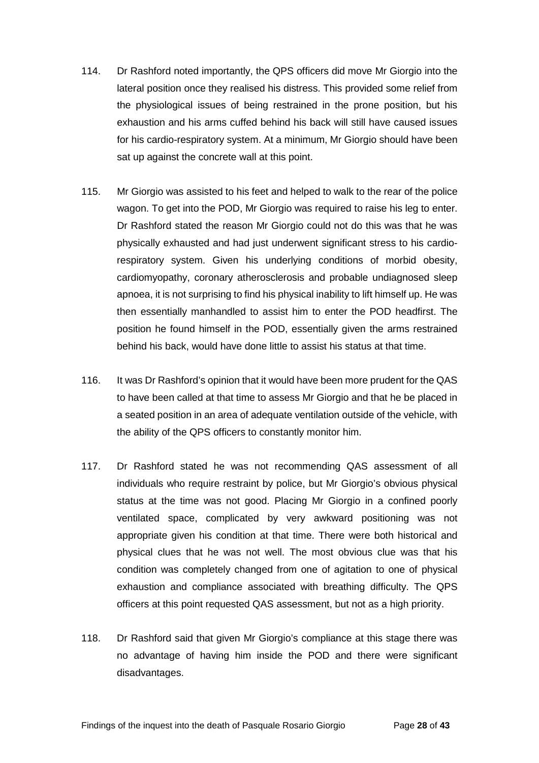114. Dr Rashford noted importantly, the QPS officers did move Mr Giorgio into the lateral position once they realised his distress. This provided some relief from the physiological issues of being restrained in the prone position, but his exhaustion and his arms cuffed behind his back will still have caused issues for his cardio-respiratory system. At a minimum, Mr Giorgio should have been sat up against the concrete wall at this point.

115. Mr Giorgio was assisted to his feet and helped to walk to the rear of the police wagon. To get into the POD, Mr Giorgio was required to raise his leg to enter. Dr Rashford stated the reason Mr Giorgio could not do this was that he was physically exhausted and had just underwent significant stress to his cardio-respiratory system. Given his underlying conditions of morbid obesity, cardiomyopathy, coronary atherosclerosis and probable undiagnosed sleep apnoea, it is not surprising to find his physical inability to lift himself up. He was then essentially manhandled to assist him to enter the POD headfirst. The position he found himself in the POD, essentially given the arms restrained behind his back, would have done little to assist his status at that time.

116. It was Dr Rashford's opinion that it would have been more prudent for the QAS to have been called at that time to assess Mr Giorgio and that he be placed in a seated position in an area of adequate ventilation outside of the vehicle, with the ability of the QPS officers to constantly monitor him.

117. Dr Rashford stated he was not recommending QAS assessment of all individuals who require restraint by police, but Mr Giorgio's obvious physical status at the time was not good. Placing Mr Giorgio in a confined poorly ventilated space, complicated by very awkward positioning was not appropriate given his condition at that time. There were both historical and physical clues that he was not well. The most obvious clue was that his condition was completely changed from one of agitation to one of physical exhaustion and compliance associated with breathing difficulty. The QPS officers at this point requested QAS assessment, but not as a high priority.

118. Dr Rashford said that given Mr Giorgio's compliance at this stage there was no advantage of having him inside the POD and there were significant disadvantages.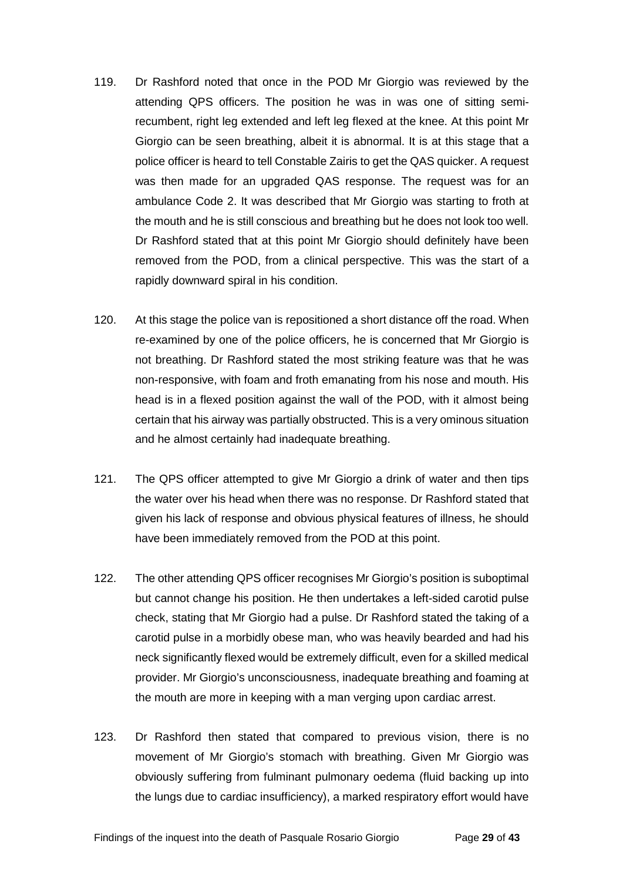119. Dr Rashford noted that once in the POD Mr Giorgio was reviewed by the attending QPS officers. The position he was in was one of sitting semi-recumbent, right leg extended and left leg flexed at the knee. At this point Mr Giorgio can be seen breathing, albeit it is abnormal. It is at this stage that a police officer is heard to tell Constable Zairis to get the QAS quicker. A request was then made for an upgraded QAS response. The request was for an ambulance Code 2. It was described that Mr Giorgio was starting to froth at the mouth and he is still conscious and breathing but he does not look too well. Dr Rashford stated that at this point Mr Giorgio should definitely have been removed from the POD, from a clinical perspective. This was the start of a rapidly downward spiral in his condition.

120. At this stage the police van is repositioned a short distance off the road. When re-examined by one of the police officers, he is concerned that Mr Giorgio is not breathing. Dr Rashford stated the most striking feature was that he was non-responsive, with foam and froth emanating from his nose and mouth. His head is in a flexed position against the wall of the POD, with it almost being certain that his airway was partially obstructed. This is a very ominous situation and he almost certainly had inadequate breathing.

121. The QPS officer attempted to give Mr Giorgio a drink of water and then tips the water over his head when there was no response. Dr Rashford stated that given his lack of response and obvious physical features of illness, he should have been immediately removed from the POD at this point.

122. The other attending QPS officer recognises Mr Giorgio's position is suboptimal but cannot change his position. He then undertakes a left-sided carotid pulse check, stating that Mr Giorgio had a pulse. Dr Rashford stated the taking of a carotid pulse in a morbidly obese man, who was heavily bearded and had his neck significantly flexed would be extremely difficult, even for a skilled medical provider. Mr Giorgio's unconsciousness, inadequate breathing and foaming at the mouth are more in keeping with a man verging upon cardiac arrest.

123. Dr Rashford then stated that compared to previous vision, there is no movement of Mr Giorgio's stomach with breathing. Given Mr Giorgio was obviously suffering from fulminant pulmonary oedema (fluid backing up into the lungs due to cardiac insufficiency), a marked respiratory effort would have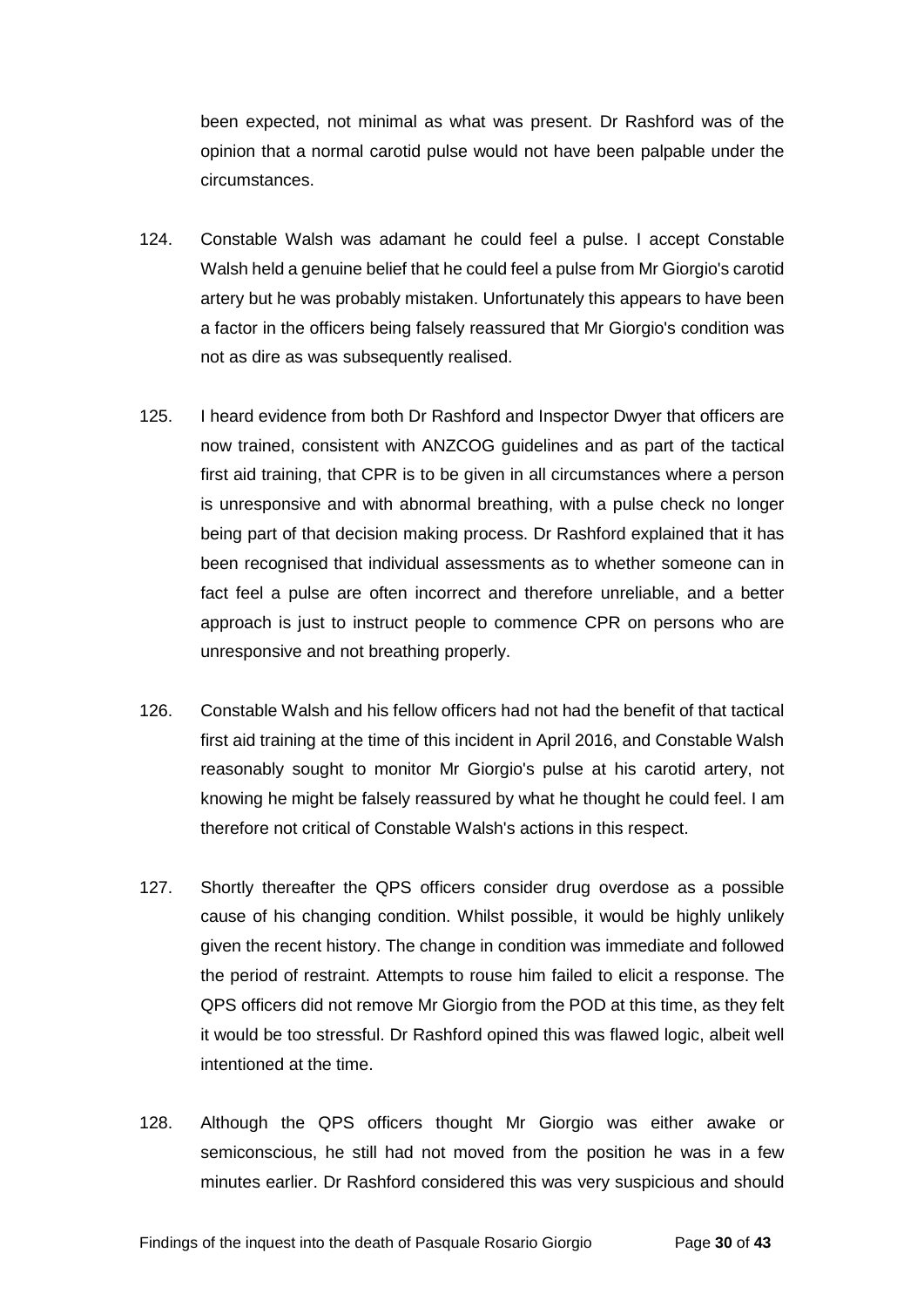been expected, not minimal as what was present. Dr Rashford was of the opinion that a normal carotid pulse would not have been palpable under the circumstances.

124. Constable Walsh was adamant he could feel a pulse. I accept Constable Walsh held a genuine belief that he could feel a pulse from Mr Giorgio's carotid artery but he was probably mistaken. Unfortunately this appears to have been a factor in the officers being falsely reassured that Mr Giorgio's condition was not as dire as was subsequently realised.

125. I heard evidence from both Dr Rashford and Inspector Dwyer that officers are now trained, consistent with ANZCOG guidelines and as part of the tactical first aid training, that CPR is to be given in all circumstances where a person is unresponsive and with abnormal breathing, with a pulse check no longer being part of that decision making process. Dr Rashford explained that it has been recognised that individual assessments as to whether someone can in fact feel a pulse are often incorrect and therefore unreliable, and a better approach is just to instruct people to commence CPR on persons who are unresponsive and not breathing properly.

126. Constable Walsh and his fellow officers had not had the benefit of that tactical first aid training at the time of this incident in April 2016, and Constable Walsh reasonably sought to monitor Mr Giorgio's pulse at his carotid artery, not knowing he might be falsely reassured by what he thought he could feel. I am therefore not critical of Constable Walsh's actions in this respect.

127. Shortly thereafter the QPS officers consider drug overdose as a possible cause of his changing condition. Whilst possible, it would be highly unlikely given the recent history. The change in condition was immediate and followed the period of restraint. Attempts to rouse him failed to elicit a response. The QPS officers did not remove Mr Giorgio from the POD at this time, as they felt it would be too stressful. Dr Rashford opined this was flawed logic, albeit well intentioned at the time.

128. Although the QPS officers thought Mr Giorgio was either awake or semiconscious, he still had not moved from the position he was in a few minutes earlier. Dr Rashford considered this was very suspicious and should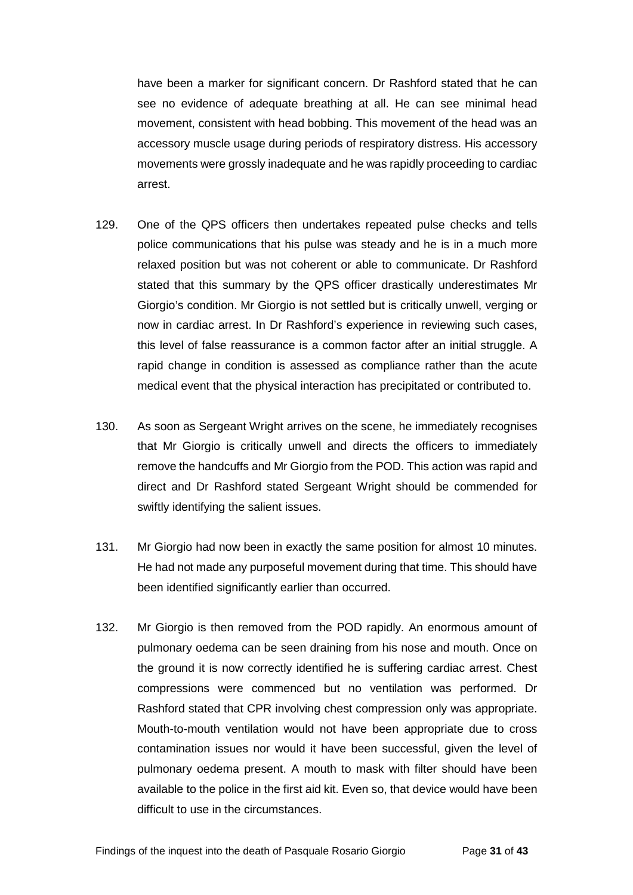have been a marker for significant concern. Dr Rashford stated that he can see no evidence of adequate breathing at all. He can see minimal head movement, consistent with head bobbing. This movement of the head was an accessory muscle usage during periods of respiratory distress. His accessory movements were grossly inadequate and he was rapidly proceeding to cardiac arrest.

129. One of the QPS officers then undertakes repeated pulse checks and tells police communications that his pulse was steady and he is in a much more relaxed position but was not coherent or able to communicate. Dr Rashford stated that this summary by the QPS officer drastically underestimates Mr Giorgio's condition. Mr Giorgio is not settled but is critically unwell, verging or now in cardiac arrest. In Dr Rashford's experience in reviewing such cases, this level of false reassurance is a common factor after an initial struggle. A rapid change in condition is assessed as compliance rather than the acute medical event that the physical interaction has precipitated or contributed to.

130. As soon as Sergeant Wright arrives on the scene, he immediately recognises that Mr Giorgio is critically unwell and directs the officers to immediately remove the handcuffs and Mr Giorgio from the POD. This action was rapid and direct and Dr Rashford stated Sergeant Wright should be commended for swiftly identifying the salient issues.

131. Mr Giorgio had now been in exactly the same position for almost 10 minutes. He had not made any purposeful movement during that time. This should have been identified significantly earlier than occurred.

132. Mr Giorgio is then removed from the POD rapidly. An enormous amount of pulmonary oedema can be seen draining from his nose and mouth. Once on the ground it is now correctly identified he is suffering cardiac arrest. Chest compressions were commenced but no ventilation was performed. Dr Rashford stated that CPR involving chest compression only was appropriate. Mouth-to-mouth ventilation would not have been appropriate due to cross contamination issues nor would it have been successful, given the level of pulmonary oedema present. A mouth to mask with filter should have been available to the police in the first aid kit. Even so, that device would have been difficult to use in the circumstances.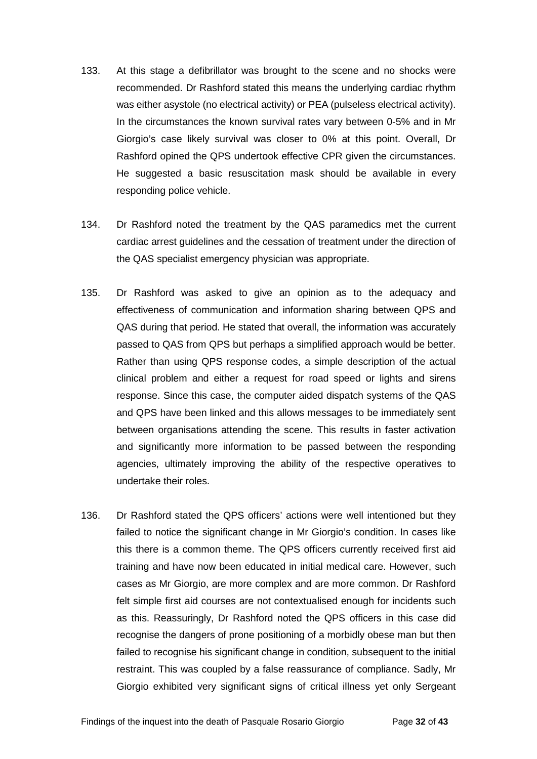133. At this stage a defibrillator was brought to the scene and no shocks were recommended. Dr Rashford stated this means the underlying cardiac rhythm was either asystole (no electrical activity) or PEA (pulseless electrical activity). In the circumstances the known survival rates vary between 0-5% and in Mr Giorgio's case likely survival was closer to 0% at this point. Overall, Dr Rashford opined the QPS undertook effective CPR given the circumstances. He suggested a basic resuscitation mask should be available in every responding police vehicle.

134. Dr Rashford noted the treatment by the QAS paramedics met the current cardiac arrest guidelines and the cessation of treatment under the direction of the QAS specialist emergency physician was appropriate.

135. Dr Rashford was asked to give an opinion as to the adequacy and effectiveness of communication and information sharing between QPS and QAS during that period. He stated that overall, the information was accurately passed to QAS from QPS but perhaps a simplified approach would be better. Rather than using QPS response codes, a simple description of the actual clinical problem and either a request for road speed or lights and sirens response. Since this case, the computer aided dispatch systems of the QAS and QPS have been linked and this allows messages to be immediately sent between organisations attending the scene. This results in faster activation and significantly more information to be passed between the responding agencies, ultimately improving the ability of the respective operatives to undertake their roles.

136. Dr Rashford stated the QPS officers' actions were well intentioned but they failed to notice the significant change in Mr Giorgio's condition. In cases like this there is a common theme. The QPS officers currently received first aid training and have now been educated in initial medical care. However, such cases as Mr Giorgio, are more complex and are more common. Dr Rashford felt simple first aid courses are not contextualised enough for incidents such as this. Reassuringly, Dr Rashford noted the QPS officers in this case did recognise the dangers of prone positioning of a morbidly obese man but then failed to recognise his significant change in condition, subsequent to the initial restraint. This was coupled by a false reassurance of compliance. Sadly, Mr Giorgio exhibited very significant signs of critical illness yet only Sergeant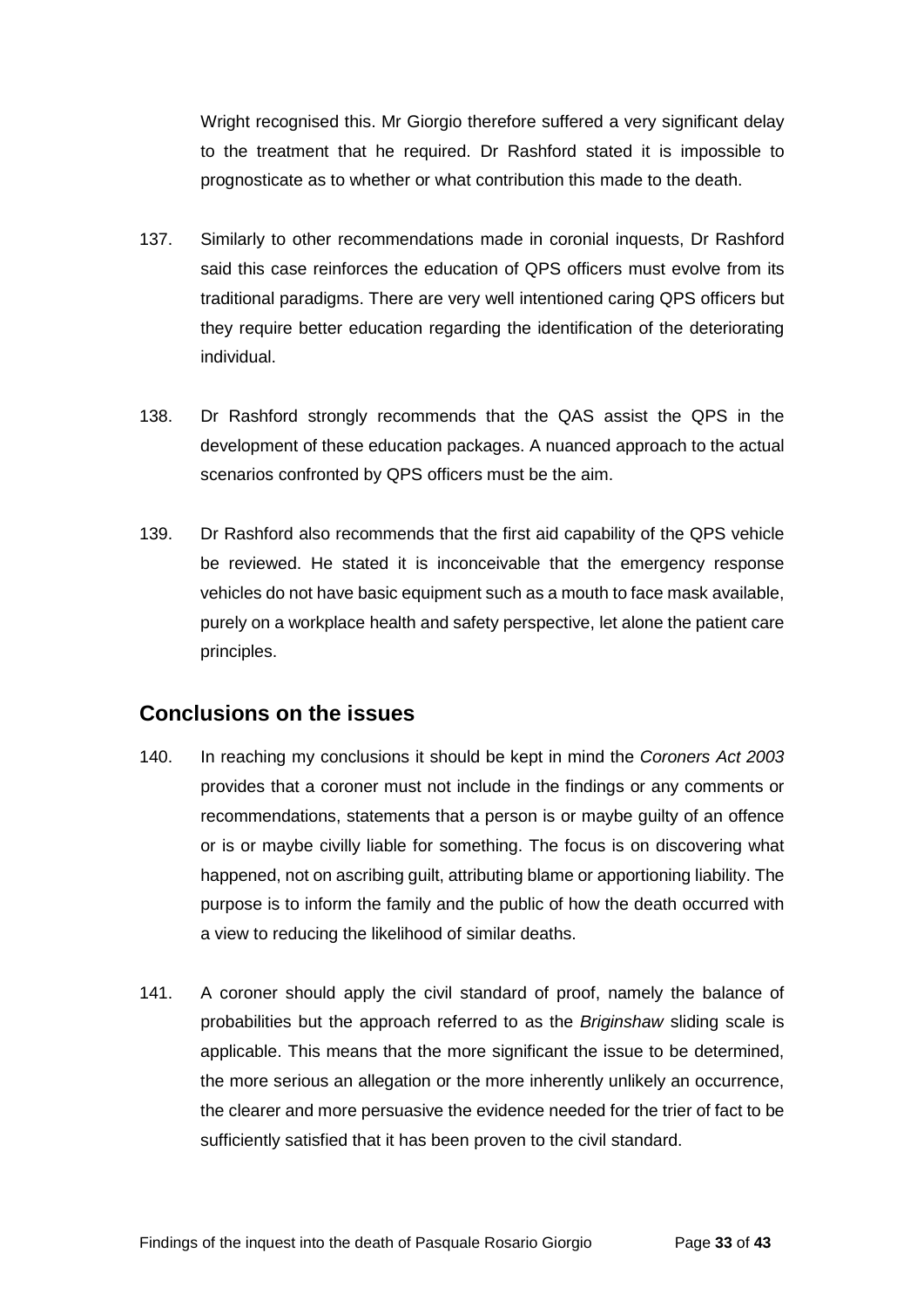Wright recognised this. Mr Giorgio therefore suffered a very significant delay to the treatment that he required. Dr Rashford stated it is impossible to prognosticate as to whether or what contribution this made to the death.

137. Similarly to other recommendations made in coronial inquests, Dr Rashford said this case reinforces the education of QPS officers must evolve from its traditional paradigms. There are very well intentioned caring QPS officers but they require better education regarding the identification of the deteriorating individual.

138. Dr Rashford strongly recommends that the QAS assist the QPS in the development of these education packages. A nuanced approach to the actual scenarios confronted by QPS officers must be the aim.

139. Dr Rashford also recommends that the first aid capability of the QPS vehicle be reviewed. He stated it is inconceivable that the emergency response vehicles do not have basic equipment such as a mouth to face mask available, purely on a workplace health and safety perspective, let alone the patient care principles.

## Conclusions on the issues

140. In reaching my conclusions it should be kept in mind the *Coroners Act 2003* provides that a coroner must not include in the findings or any comments or recommendations, statements that a person is or maybe guilty of an offence or is or maybe civilly liable for something. The focus is on discovering what happened, not on ascribing guilt, attributing blame or apportioning liability. The purpose is to inform the family and the public of how the death occurred with a view to reducing the likelihood of similar deaths.

141. A coroner should apply the civil standard of proof, namely the balance of probabilities but the approach referred to as the *Briginshaw* sliding scale is applicable. This means that the more significant the issue to be determined, the more serious an allegation or the more inherently unlikely an occurrence, the clearer and more persuasive the evidence needed for the trier of fact to be sufficiently satisfied that it has been proven to the civil standard.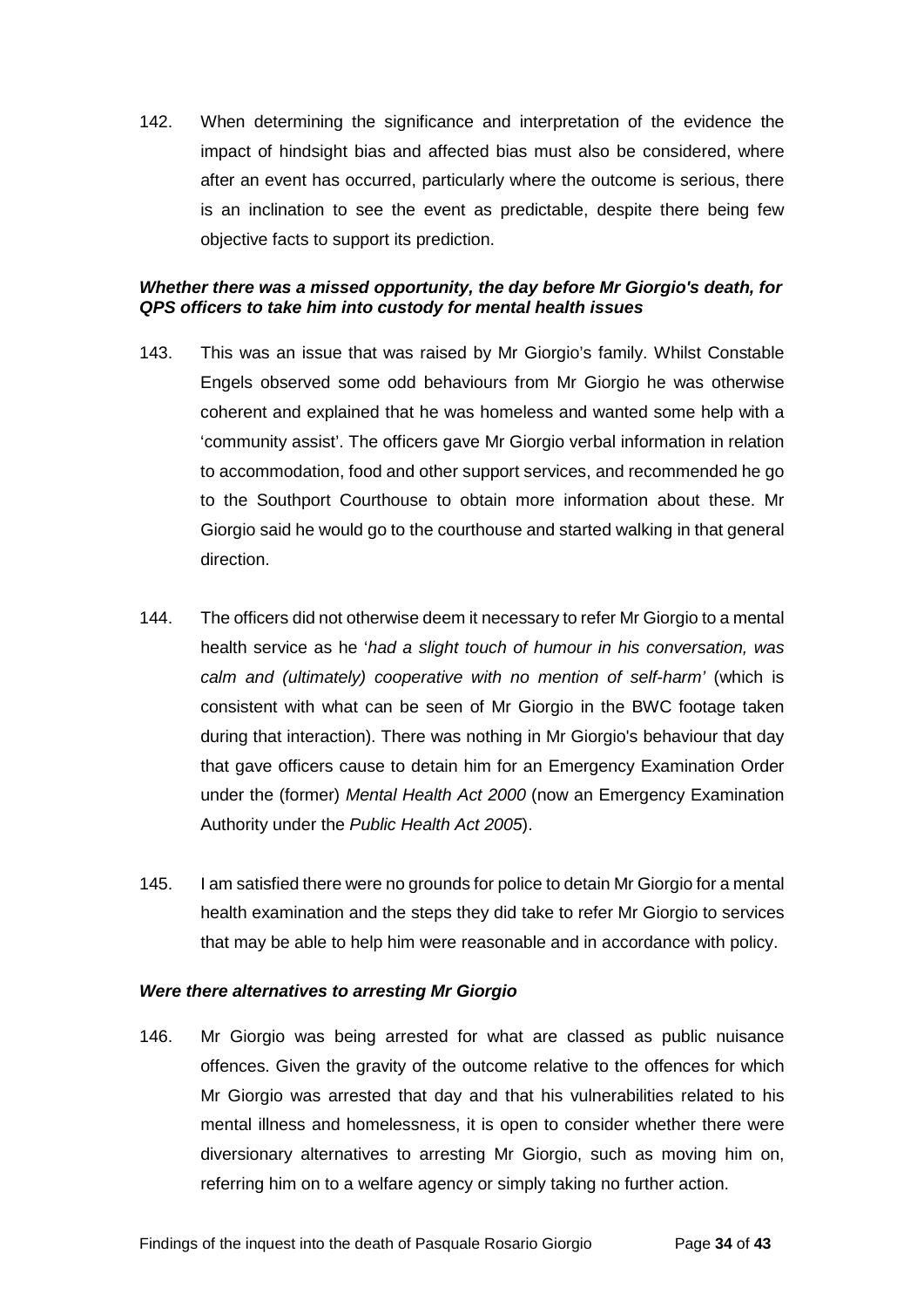142. When determining the significance and interpretation of the evidence the impact of hindsight bias and affected bias must also be considered, where after an event has occurred, particularly where the outcome is serious, there is an inclination to see the event as predictable, despite there being few objective facts to support its prediction.

***Whether there was a missed opportunity, the day before Mr Giorgio's death, for QPS officers to take him into custody for mental health issues***

143. This was an issue that was raised by Mr Giorgio's family. Whilst Constable Engels observed some odd behaviours from Mr Giorgio he was otherwise coherent and explained that he was homeless and wanted some help with a 'community assist'. The officers gave Mr Giorgio verbal information in relation to accommodation, food and other support services, and recommended he go to the Southport Courthouse to obtain more information about these. Mr Giorgio said he would go to the courthouse and started walking in that general direction.

144. The officers did not otherwise deem it necessary to refer Mr Giorgio to a mental health service as he '*had a slight touch of humour in his conversation, was calm and (ultimately) cooperative with no mention of self-harm'* (which is consistent with what can be seen of Mr Giorgio in the BWC footage taken during that interaction). There was nothing in Mr Giorgio's behaviour that day that gave officers cause to detain him for an Emergency Examination Order under the (former) *Mental Health Act 2000* (now an Emergency Examination Authority under the *Public Health Act 2005*).

145. I am satisfied there were no grounds for police to detain Mr Giorgio for a mental health examination and the steps they did take to refer Mr Giorgio to services that may be able to help him were reasonable and in accordance with policy.

***Were there alternatives to arresting Mr Giorgio***

146. Mr Giorgio was being arrested for what are classed as public nuisance offences. Given the gravity of the outcome relative to the offences for which Mr Giorgio was arrested that day and that his vulnerabilities related to his mental illness and homelessness, it is open to consider whether there were diversionary alternatives to arresting Mr Giorgio, such as moving him on, referring him on to a welfare agency or simply taking no further action.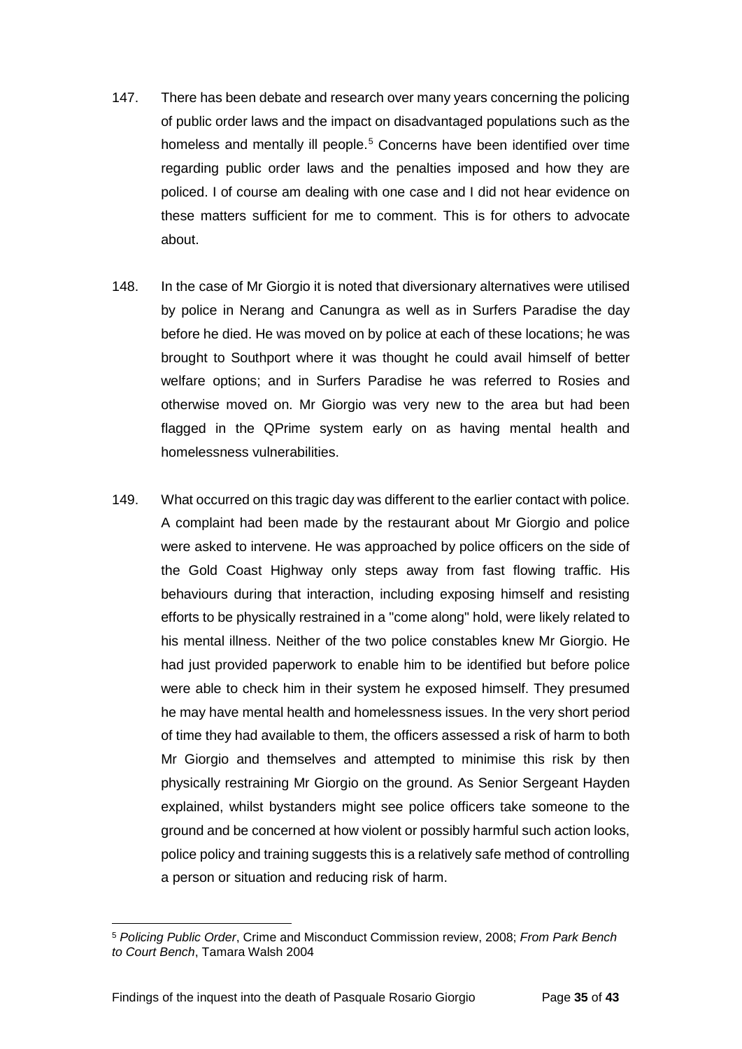147. There has been debate and research over many years concerning the policing of public order laws and the impact on disadvantaged populations such as the homeless and mentally ill people.[5] Concerns have been identified over time regarding public order laws and the penalties imposed and how they are policed. I of course am dealing with one case and I did not hear evidence on these matters sufficient for me to comment. This is for others to advocate about.

148. In the case of Mr Giorgio it is noted that diversionary alternatives were utilised by police in Nerang and Canungra as well as in Surfers Paradise the day before he died. He was moved on by police at each of these locations; he was brought to Southport where it was thought he could avail himself of better welfare options; and in Surfers Paradise he was referred to Rosies and otherwise moved on. Mr Giorgio was very new to the area but had been flagged in the QPrime system early on as having mental health and homelessness vulnerabilities.

149. What occurred on this tragic day was different to the earlier contact with police. A complaint had been made by the restaurant about Mr Giorgio and police were asked to intervene. He was approached by police officers on the side of the Gold Coast Highway only steps away from fast flowing traffic. His behaviours during that interaction, including exposing himself and resisting efforts to be physically restrained in a "come along" hold, were likely related to his mental illness. Neither of the two police constables knew Mr Giorgio. He had just provided paperwork to enable him to be identified but before police were able to check him in their system he exposed himself. They presumed he may have mental health and homelessness issues. In the very short period of time they had available to them, the officers assessed a risk of harm to both Mr Giorgio and themselves and attempted to minimise this risk by then physically restraining Mr Giorgio on the ground. As Senior Sergeant Hayden explained, whilst bystanders might see police officers take someone to the ground and be concerned at how violent or possibly harmful such action looks, police policy and training suggests this is a relatively safe method of controlling a person or situation and reducing risk of harm.

[5] *Policing Public Order*, Crime and Misconduct Commission review, 2008; *From Park Bench to Court Bench*, Tamara Walsh 2004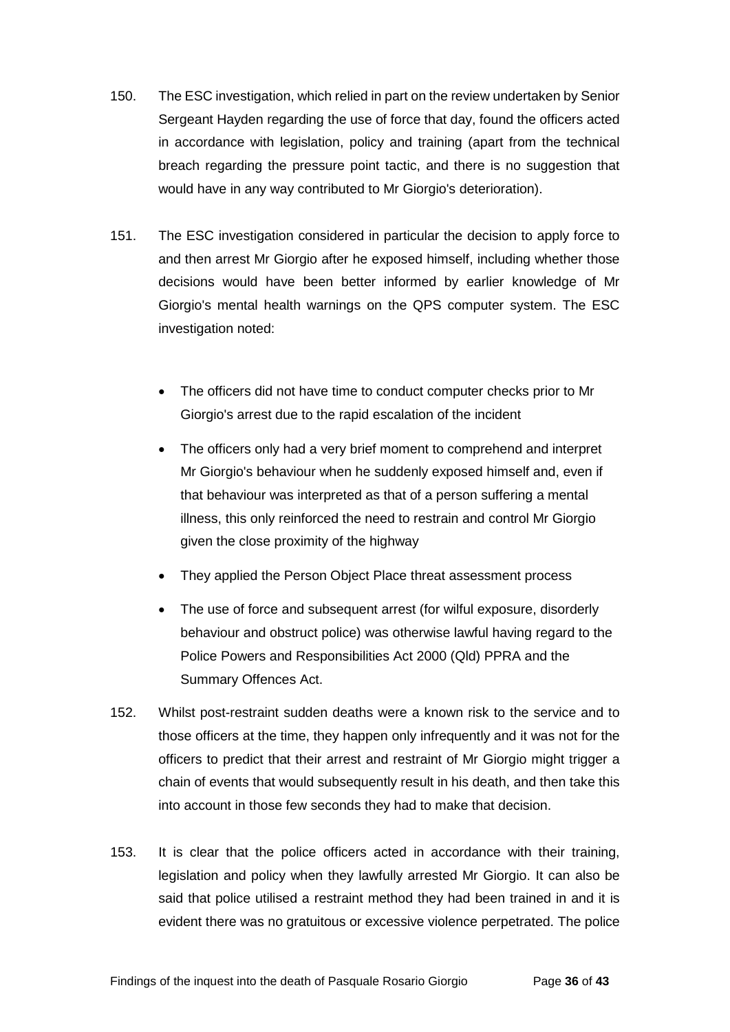150. The ESC investigation, which relied in part on the review undertaken by Senior Sergeant Hayden regarding the use of force that day, found the officers acted in accordance with legislation, policy and training (apart from the technical breach regarding the pressure point tactic, and there is no suggestion that would have in any way contributed to Mr Giorgio's deterioration).

151. The ESC investigation considered in particular the decision to apply force to and then arrest Mr Giorgio after he exposed himself, including whether those decisions would have been better informed by earlier knowledge of Mr Giorgio's mental health warnings on the QPS computer system. The ESC investigation noted:

    - The officers did not have time to conduct computer checks prior to Mr Giorgio's arrest due to the rapid escalation of the incident
    - The officers only had a very brief moment to comprehend and interpret Mr Giorgio's behaviour when he suddenly exposed himself and, even if that behaviour was interpreted as that of a person suffering a mental illness, this only reinforced the need to restrain and control Mr Giorgio given the close proximity of the highway
    - They applied the Person Object Place threat assessment process
    - The use of force and subsequent arrest (for wilful exposure, disorderly behaviour and obstruct police) was otherwise lawful having regard to the Police Powers and Responsibilities Act 2000 (Qld) PPRA and the Summary Offences Act.

152. Whilst post-restraint sudden deaths were a known risk to the service and to those officers at the time, they happen only infrequently and it was not for the officers to predict that their arrest and restraint of Mr Giorgio might trigger a chain of events that would subsequently result in his death, and then take this into account in those few seconds they had to make that decision.

153. It is clear that the police officers acted in accordance with their training, legislation and policy when they lawfully arrested Mr Giorgio. It can also be said that police utilised a restraint method they had been trained in and it is evident there was no gratuitous or excessive violence perpetrated. The police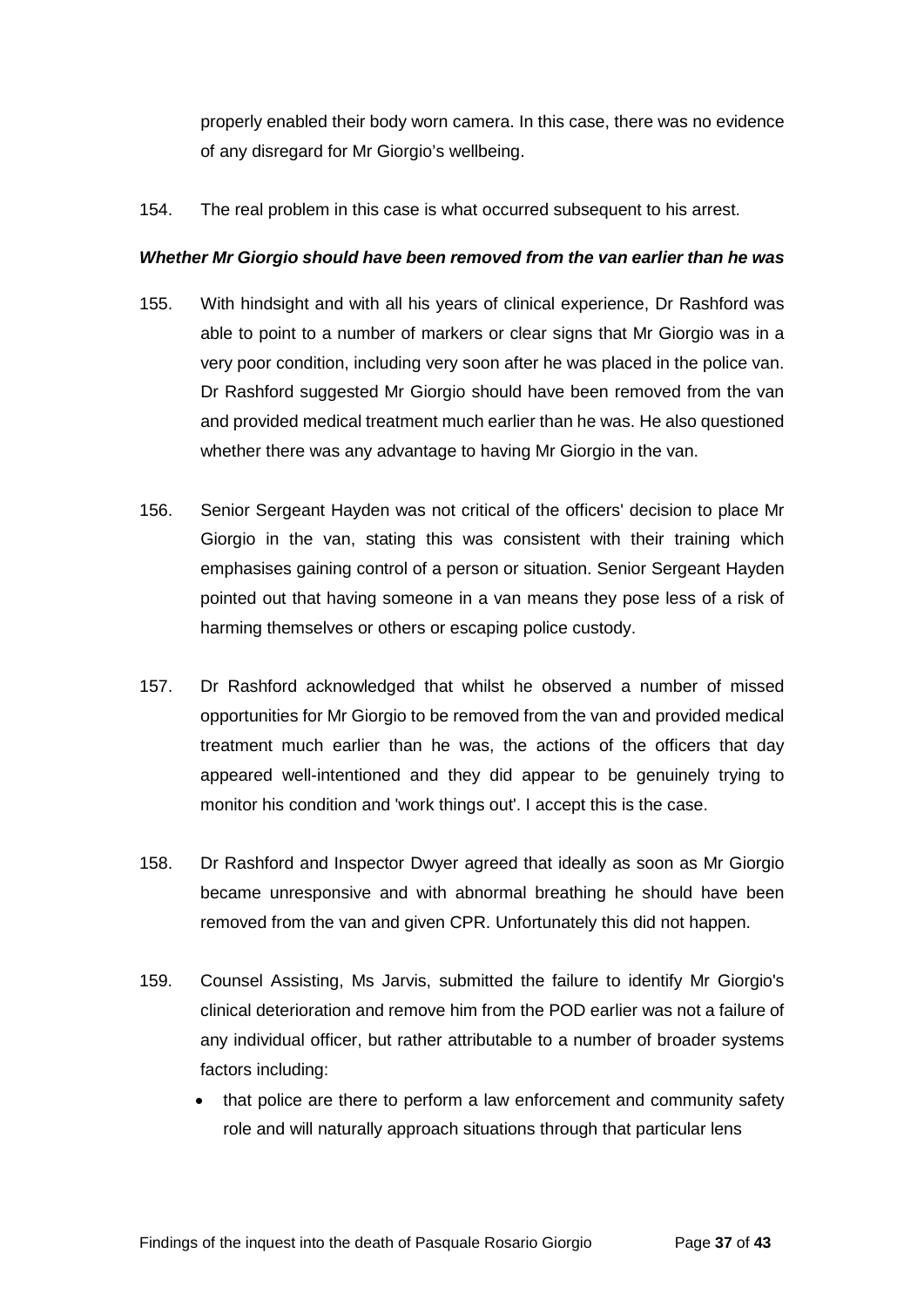properly enabled their body worn camera. In this case, there was no evidence of any disregard for Mr Giorgio's wellbeing.

154. The real problem in this case is what occurred subsequent to his arrest.

***Whether Mr Giorgio should have been removed from the van earlier than he was***

155. With hindsight and with all his years of clinical experience, Dr Rashford was able to point to a number of markers or clear signs that Mr Giorgio was in a very poor condition, including very soon after he was placed in the police van. Dr Rashford suggested Mr Giorgio should have been removed from the van and provided medical treatment much earlier than he was. He also questioned whether there was any advantage to having Mr Giorgio in the van.

156. Senior Sergeant Hayden was not critical of the officers' decision to place Mr Giorgio in the van, stating this was consistent with their training which emphasises gaining control of a person or situation. Senior Sergeant Hayden pointed out that having someone in a van means they pose less of a risk of harming themselves or others or escaping police custody.

157. Dr Rashford acknowledged that whilst he observed a number of missed opportunities for Mr Giorgio to be removed from the van and provided medical treatment much earlier than he was, the actions of the officers that day appeared well-intentioned and they did appear to be genuinely trying to monitor his condition and 'work things out'. I accept this is the case.

158. Dr Rashford and Inspector Dwyer agreed that ideally as soon as Mr Giorgio became unresponsive and with abnormal breathing he should have been removed from the van and given CPR. Unfortunately this did not happen.

159. Counsel Assisting, Ms Jarvis, submitted the failure to identify Mr Giorgio's clinical deterioration and remove him from the POD earlier was not a failure of any individual officer, but rather attributable to a number of broader systems factors including:

- that police are there to perform a law enforcement and community safety role and will naturally approach situations through that particular lens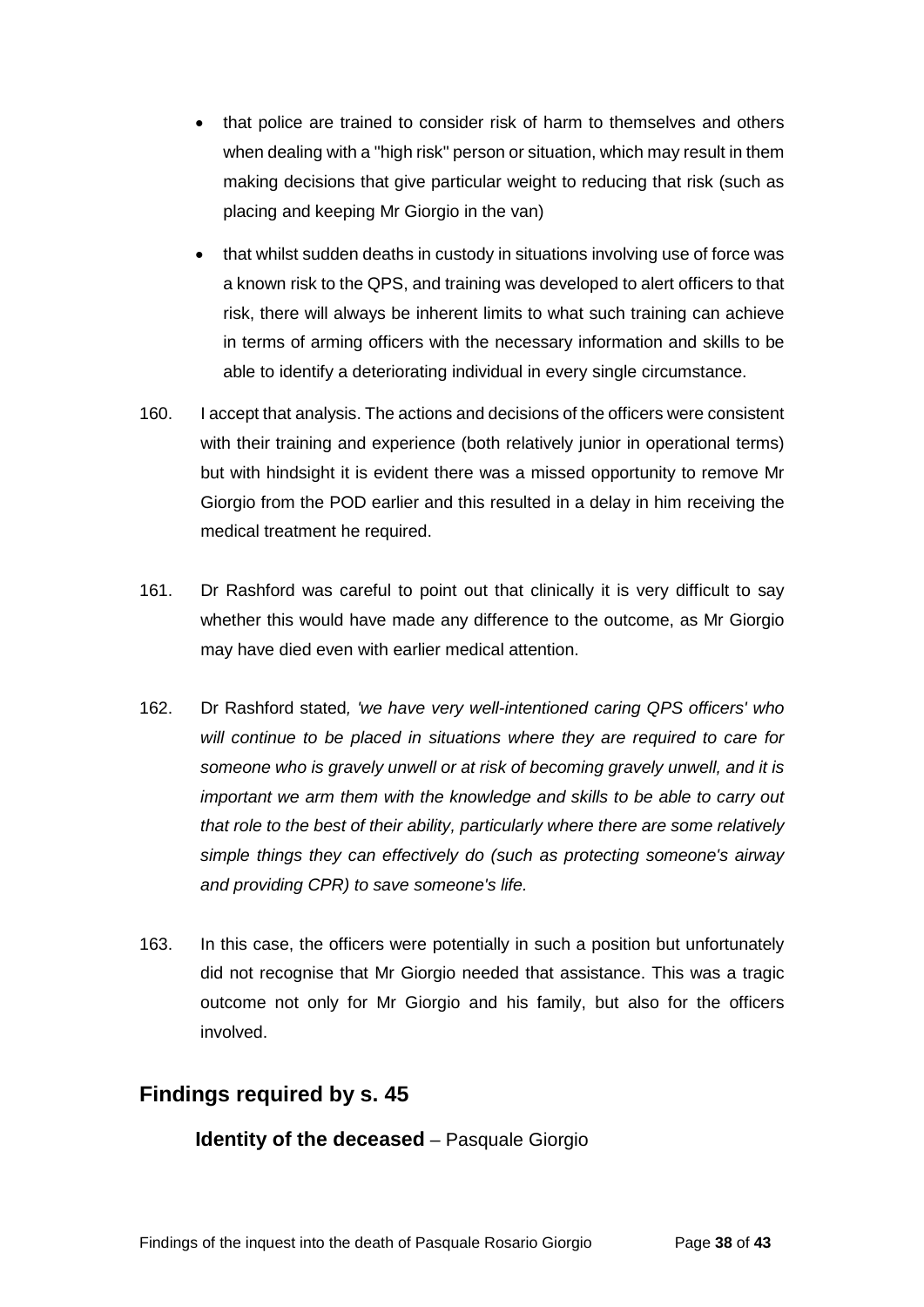- that police are trained to consider risk of harm to themselves and others when dealing with a "high risk" person or situation, which may result in them making decisions that give particular weight to reducing that risk (such as placing and keeping Mr Giorgio in the van)
- that whilst sudden deaths in custody in situations involving use of force was a known risk to the QPS, and training was developed to alert officers to that risk, there will always be inherent limits to what such training can achieve in terms of arming officers with the necessary information and skills to be able to identify a deteriorating individual in every single circumstance.

160. I accept that analysis. The actions and decisions of the officers were consistent with their training and experience (both relatively junior in operational terms) but with hindsight it is evident there was a missed opportunity to remove Mr Giorgio from the POD earlier and this resulted in a delay in him receiving the medical treatment he required.

161. Dr Rashford was careful to point out that clinically it is very difficult to say whether this would have made any difference to the outcome, as Mr Giorgio may have died even with earlier medical attention.

162. Dr Rashford stated*, 'we have very well-intentioned caring QPS officers' who will continue to be placed in situations where they are required to care for someone who is gravely unwell or at risk of becoming gravely unwell, and it is important we arm them with the knowledge and skills to be able to carry out that role to the best of their ability, particularly where there are some relatively simple things they can effectively do (such as protecting someone's airway and providing CPR) to save someone's life.*

163. In this case, the officers were potentially in such a position but unfortunately did not recognise that Mr Giorgio needed that assistance. This was a tragic outcome not only for Mr Giorgio and his family, but also for the officers involved.

## Findings required by s. 45

**Identity of the deceased** – Pasquale Giorgio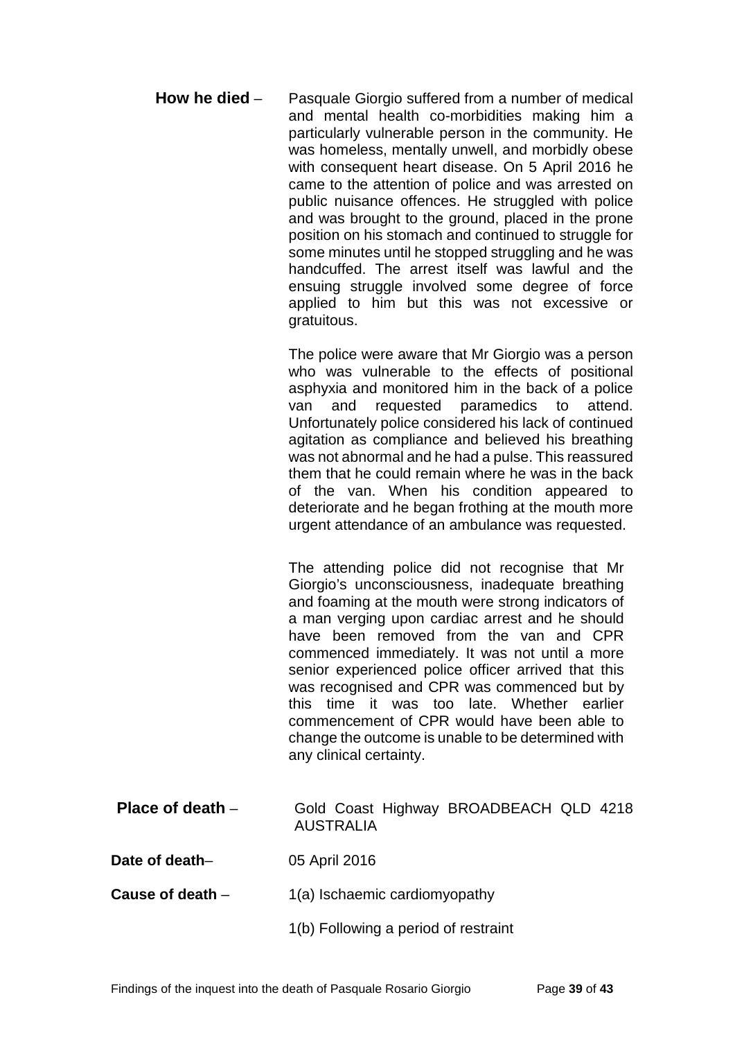**How he died** – Pasquale Giorgio suffered from a number of medical and mental health co-morbidities making him a particularly vulnerable person in the community. He was homeless, mentally unwell, and morbidly obese with consequent heart disease. On 5 April 2016 he came to the attention of police and was arrested on public nuisance offences. He struggled with police and was brought to the ground, placed in the prone position on his stomach and continued to struggle for some minutes until he stopped struggling and he was handcuffed. The arrest itself was lawful and the ensuing struggle involved some degree of force applied to him but this was not excessive or gratuitous.

The police were aware that Mr Giorgio was a person who was vulnerable to the effects of positional asphyxia and monitored him in the back of a police van and requested paramedics to attend. Unfortunately police considered his lack of continued agitation as compliance and believed his breathing was not abnormal and he had a pulse. This reassured them that he could remain where he was in the back of the van. When his condition appeared to deteriorate and he began frothing at the mouth more urgent attendance of an ambulance was requested.

The attending police did not recognise that Mr Giorgio's unconsciousness, inadequate breathing and foaming at the mouth were strong indicators of a man verging upon cardiac arrest and he should have been removed from the van and CPR commenced immediately. It was not until a more senior experienced police officer arrived that this was recognised and CPR was commenced but by this time it was too late. Whether earlier commencement of CPR would have been able to change the outcome is unable to be determined with any clinical certainty.

**Place of death** – Gold Coast Highway BROADBEACH QLD 4218 AUSTRALIA

**Date of death**– 05 April 2016

**Cause of death** – 1(a) Ischaemic cardiomyopathy

1(b) Following a period of restraint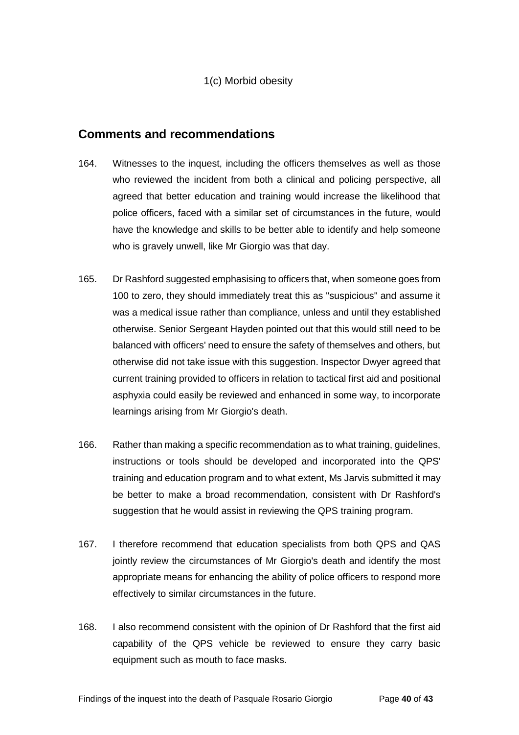1(c) Morbid obesity

## Comments and recommendations

164. Witnesses to the inquest, including the officers themselves as well as those who reviewed the incident from both a clinical and policing perspective, all agreed that better education and training would increase the likelihood that police officers, faced with a similar set of circumstances in the future, would have the knowledge and skills to be better able to identify and help someone who is gravely unwell, like Mr Giorgio was that day.

165. Dr Rashford suggested emphasising to officers that, when someone goes from 100 to zero, they should immediately treat this as "suspicious" and assume it was a medical issue rather than compliance, unless and until they established otherwise. Senior Sergeant Hayden pointed out that this would still need to be balanced with officers' need to ensure the safety of themselves and others, but otherwise did not take issue with this suggestion. Inspector Dwyer agreed that current training provided to officers in relation to tactical first aid and positional asphyxia could easily be reviewed and enhanced in some way, to incorporate learnings arising from Mr Giorgio's death.

166. Rather than making a specific recommendation as to what training, guidelines, instructions or tools should be developed and incorporated into the QPS' training and education program and to what extent, Ms Jarvis submitted it may be better to make a broad recommendation, consistent with Dr Rashford's suggestion that he would assist in reviewing the QPS training program.

167. I therefore recommend that education specialists from both QPS and QAS jointly review the circumstances of Mr Giorgio's death and identify the most appropriate means for enhancing the ability of police officers to respond more effectively to similar circumstances in the future.

168. I also recommend consistent with the opinion of Dr Rashford that the first aid capability of the QPS vehicle be reviewed to ensure they carry basic equipment such as mouth to face masks.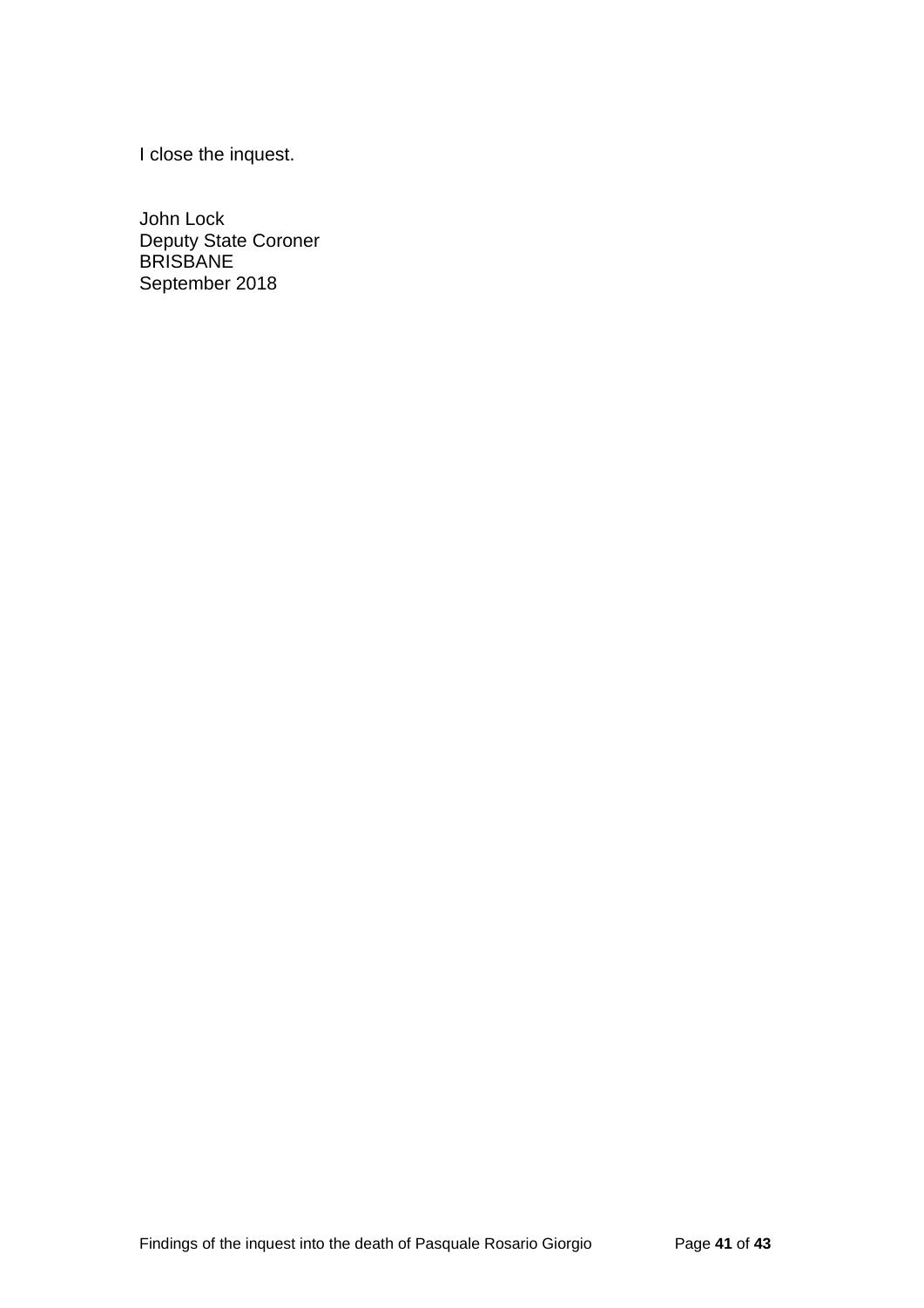I close the inquest.

John Lock
Deputy State Coroner
BRISBANE
September 2018